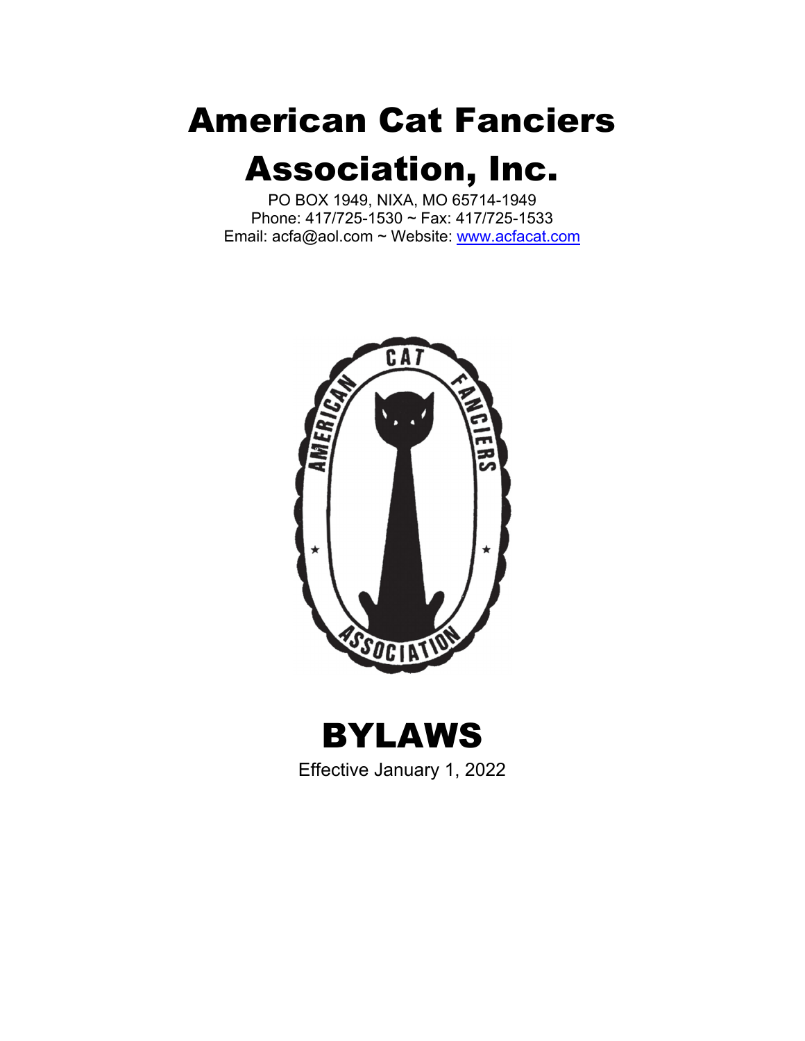# American Cat Fanciers Association, Inc.

PO BOX 1949, NIXA, MO 65714-1949
Phone: 417/725-1530 ~ Fax: 417/725-1533
Email: acfa@aol.com ~ Website: [www.acfacat.com](http://www.acfacat.com)

# BYLAWS

Effective January 1, 2022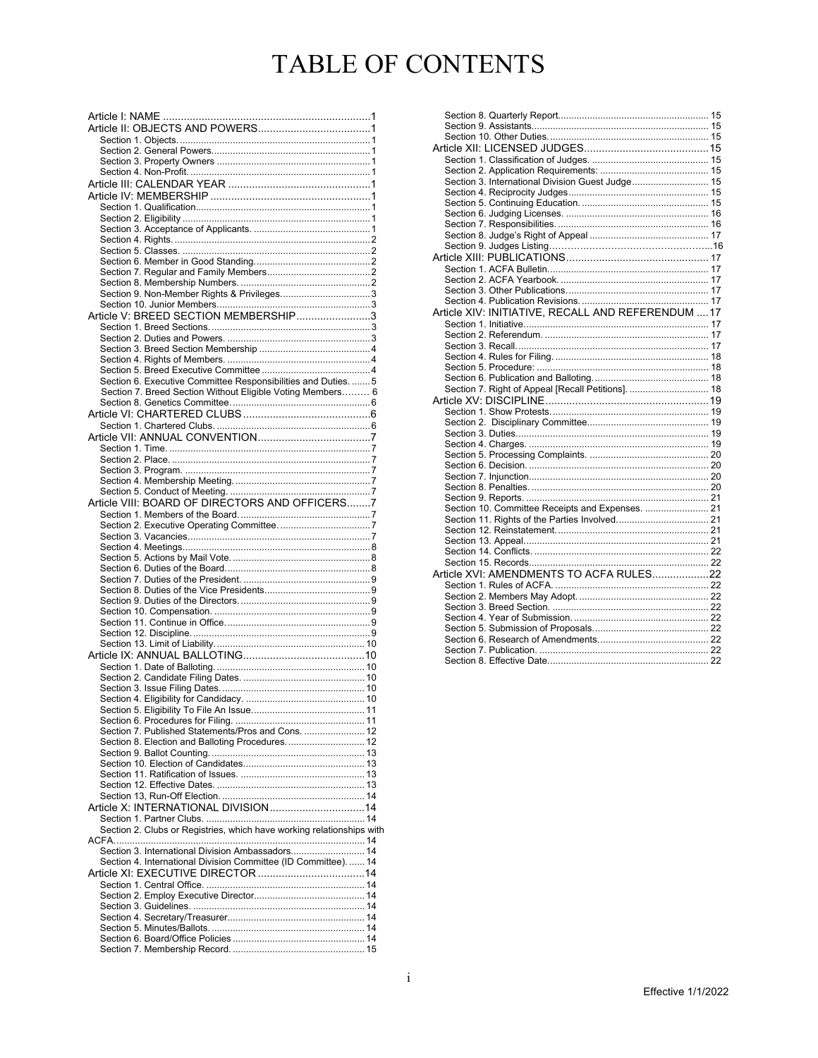# TABLE OF CONTENTS

Article I: NAME ..... 1

Article II: OBJECTS AND POWERS ..... 1
- Section 1. Objects. ..... 1
- Section 2. General Powers. ..... 1
- Section 3. Property Owners ..... 1
- Section 4. Non-Profit. ..... 1

Article III: CALENDAR YEAR ..... 1

Article IV: MEMBERSHIP ..... 1
- Section 1. Qualification. ..... 1
- Section 2. Eligibility ..... 1
- Section 3. Acceptance of Applicants. ..... 1
- Section 4. Rights. ..... 2
- Section 5. Classes. ..... 2
- Section 6. Member in Good Standing. ..... 2
- Section 7. Regular and Family Members ..... 2
- Section 8. Membership Numbers. ..... 2
- Section 9. Non-Member Rights & Privileges. ..... 3
- Section 10. Junior Members. ..... 3

Article V: BREED SECTION MEMBERSHIP ..... 3
- Section 1. Breed Sections. ..... 3
- Section 2. Duties and Powers. ..... 3
- Section 3. Breed Section Membership ..... 4
- Section 4. Rights of Members. ..... 4
- Section 5. Breed Executive Committee ..... 4
- Section 6. Executive Committee Responsibilities and Duties. ..... 5
- Section 7. Breed Section Without Eligible Voting Members ..... 6
- Section 8. Genetics Committee. ..... 6

Article VI: CHARTERED CLUBS ..... 6
- Section 1. Chartered Clubs. ..... 6

Article VII: ANNUAL CONVENTION ..... 7
- Section 1. Time. ..... 7
- Section 2. Place. ..... 7
- Section 3. Program. ..... 7
- Section 4. Membership Meeting. ..... 7
- Section 5. Conduct of Meeting. ..... 7

Article VIII: BOARD OF DIRECTORS AND OFFICERS ..... 7
- Section 1. Members of the Board. ..... 7
- Section 2. Executive Operating Committee. ..... 7
- Section 3. Vacancies ..... 7
- Section 4. Meetings ..... 8
- Section 5. Actions by Mail Vote. ..... 8
- Section 6. Duties of the Board ..... 8
- Section 7. Duties of the President. ..... 9
- Section 8. Duties of the Vice Presidents ..... 9
- Section 9. Duties of the Directors. ..... 9
- Section 10. Compensation. ..... 9
- Section 11. Continue in Office. ..... 9
- Section 12. Discipline. ..... 9
- Section 13. Limit of Liability. ..... 10

Article IX: ANNUAL BALLOTING ..... 10
- Section 1. Date of Balloting. ..... 10
- Section 2. Candidate Filing Dates. ..... 10
- Section 3. Issue Filing Dates. ..... 10
- Section 4. Eligibility for Candidacy. ..... 10
- Section 5. Eligibility To File An Issue. ..... 11
- Section 6. Procedures for Filing. ..... 11
- Section 7. Published Statements/Pros and Cons. ..... 12
- Section 8. Election and Balloting Procedures. ..... 12
- Section 9. Ballot Counting. ..... 13
- Section 10. Election of Candidates. ..... 13
- Section 11. Ratification of Issues. ..... 13
- Section 12. Effective Dates. ..... 13
- Section 13, Run-Off Election. ..... 14

Article X: INTERNATIONAL DIVISION ..... 14
- Section 1. Partner Clubs. ..... 14
- Section 2. Clubs or Registries, which have working relationships with ACFA. ..... 14
- Section 3. International Division Ambassadors. ..... 14
- Section 4. International Division Committee (ID Committee). ..... 14

Article XI: EXECUTIVE DIRECTOR ..... 14
- Section 1. Central Office. ..... 14
- Section 2. Employ Executive Director. ..... 14
- Section 3. Guidelines. ..... 14
- Section 4. Secretary/Treasurer ..... 14
- Section 5. Minutes/Ballots. ..... 14
- Section 6. Board/Office Policies ..... 14
- Section 7. Membership Record. ..... 15
- Section 8. Quarterly Report. ..... 15
- Section 9. Assistants. ..... 15
- Section 10. Other Duties. ..... 15

Article XII: LICENSED JUDGES ..... 15
- Section 1. Classification of Judges. ..... 15
- Section 2. Application Requirements: ..... 15
- Section 3. International Division Guest Judge ..... 15
- Section 4. Reciprocity Judges ..... 15
- Section 5. Continuing Education. ..... 15
- Section 6. Judging Licenses. ..... 16
- Section 7. Responsibilities. ..... 16
- Section 8. Judge's Right of Appeal ..... 17
- Section 9. Judges Listing ..... 16

Article XIII: PUBLICATIONS ..... 17
- Section 1. ACFA Bulletin. ..... 17
- Section 2. ACFA Yearbook. ..... 17
- Section 3. Other Publications. ..... 17
- Section 4. Publication Revisions. ..... 17

Article XIV: INITIATIVE, RECALL AND REFERENDUM ..... 17
- Section 1. Initiative. ..... 17
- Section 2. Referendum. ..... 17
- Section 3. Recall. ..... 17
- Section 4. Rules for Filing. ..... 18
- Section 5. Procedure: ..... 18
- Section 6. Publication and Balloting. ..... 18
- Section 7. Right of Appeal [Recall Petitions]. ..... 18

Article XV: DISCIPLINE ..... 19
- Section 1. Show Protests. ..... 19
- Section 2. Disciplinary Committee. ..... 19
- Section 3. Duties. ..... 19
- Section 4. Charges. ..... 19
- Section 5. Processing Complaints. ..... 20
- Section 6. Decision. ..... 20
- Section 7. Injunction. ..... 20
- Section 8. Penalties. ..... 20
- Section 9. Reports. ..... 21
- Section 10. Committee Receipts and Expenses. ..... 21
- Section 11. Rights of the Parties Involved. ..... 21
- Section 12. Reinstatement. ..... 21
- Section 13. Appeal. ..... 21
- Section 14. Conflicts. ..... 22
- Section 15. Records. ..... 22

Article XVI: AMENDMENTS TO ACFA RULES ..... 22
- Section 1. Rules of ACFA. ..... 22
- Section 2. Members May Adopt. ..... 22
- Section 3. Breed Section. ..... 22
- Section 4. Year of Submission. ..... 22
- Section 5. Submission of Proposals. ..... 22
- Section 6. Research of Amendments. ..... 22
- Section 7. Publication. ..... 22
- Section 8. Effective Date. ..... 22

Effective 1/1/2022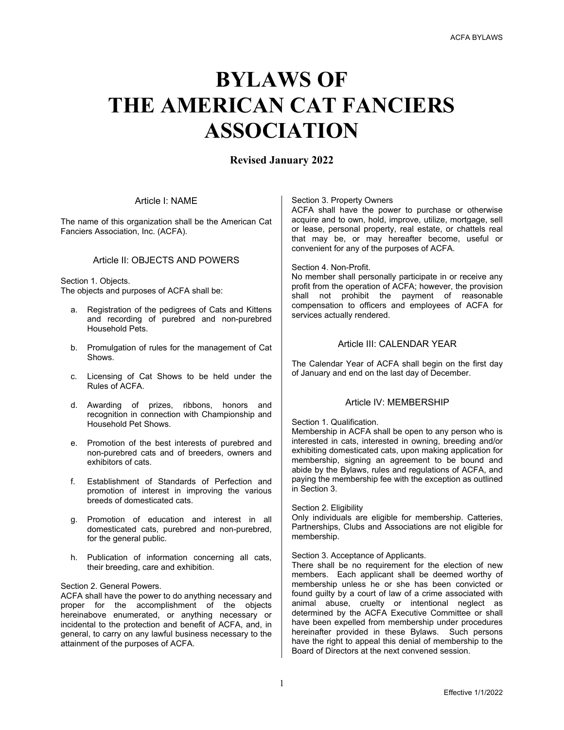# BYLAWS OF THE AMERICAN CAT FANCIERS ASSOCIATION

**Revised January 2022**

## Article I: NAME

The name of this organization shall be the American Cat Fanciers Association, Inc. (ACFA).

## Article II: OBJECTS AND POWERS

Section 1. Objects.
The objects and purposes of ACFA shall be:

a. Registration of the pedigrees of Cats and Kittens and recording of purebred and non-purebred Household Pets.

b. Promulgation of rules for the management of Cat Shows.

c. Licensing of Cat Shows to be held under the Rules of ACFA.

d. Awarding of prizes, ribbons, honors and recognition in connection with Championship and Household Pet Shows.

e. Promotion of the best interests of purebred and non-purebred cats and of breeders, owners and exhibitors of cats.

f. Establishment of Standards of Perfection and promotion of interest in improving the various breeds of domesticated cats.

g. Promotion of education and interest in all domesticated cats, purebred and non-purebred, for the general public.

h. Publication of information concerning all cats, their breeding, care and exhibition.

Section 2. General Powers.
ACFA shall have the power to do anything necessary and proper for the accomplishment of the objects hereinabove enumerated, or anything necessary or incidental to the protection and benefit of ACFA, and, in general, to carry on any lawful business necessary to the attainment of the purposes of ACFA.

Section 3. Property Owners
ACFA shall have the power to purchase or otherwise acquire and to own, hold, improve, utilize, mortgage, sell or lease, personal property, real estate, or chattels real that may be, or may hereafter become, useful or convenient for any of the purposes of ACFA.

Section 4. Non-Profit.
No member shall personally participate in or receive any profit from the operation of ACFA; however, the provision shall not prohibit the payment of reasonable compensation to officers and employees of ACFA for services actually rendered.

## Article III: CALENDAR YEAR

The Calendar Year of ACFA shall begin on the first day of January and end on the last day of December.

## Article IV: MEMBERSHIP

Section 1. Qualification.
Membership in ACFA shall be open to any person who is interested in cats, interested in owning, breeding and/or exhibiting domesticated cats, upon making application for membership, signing an agreement to be bound and abide by the Bylaws, rules and regulations of ACFA, and paying the membership fee with the exception as outlined in Section 3.

Section 2. Eligibility
Only individuals are eligible for membership. Catteries, Partnerships, Clubs and Associations are not eligible for membership.

Section 3. Acceptance of Applicants.
There shall be no requirement for the election of new members. Each applicant shall be deemed worthy of membership unless he or she has been convicted or found guilty by a court of law of a crime associated with animal abuse, cruelty or intentional neglect as determined by the ACFA Executive Committee or shall have been expelled from membership under procedures hereinafter provided in these Bylaws. Such persons have the right to appeal this denial of membership to the Board of Directors at the next convened session.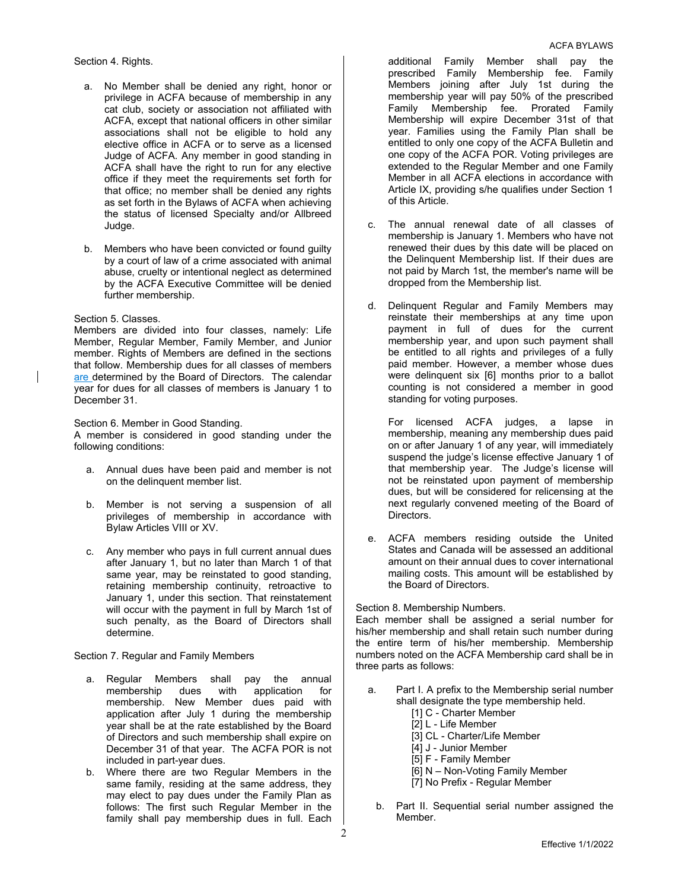Section 4. Rights.

a. No Member shall be denied any right, honor or privilege in ACFA because of membership in any cat club, society or association not affiliated with ACFA, except that national officers in other similar associations shall not be eligible to hold any elective office in ACFA or to serve as a licensed Judge of ACFA. Any member in good standing in ACFA shall have the right to run for any elective office if they meet the requirements set forth for that office; no member shall be denied any rights as set forth in the Bylaws of ACFA when achieving the status of licensed Specialty and/or Allbreed Judge.

b. Members who have been convicted or found guilty by a court of law of a crime associated with animal abuse, cruelty or intentional neglect as determined by the ACFA Executive Committee will be denied further membership.

Section 5. Classes.
Members are divided into four classes, namely: Life Member, Regular Member, Family Member, and Junior member. Rights of Members are defined in the sections that follow. Membership dues for all classes of members are determined by the Board of Directors. The calendar year for dues for all classes of members is January 1 to December 31.

Section 6. Member in Good Standing.
A member is considered in good standing under the following conditions:

a. Annual dues have been paid and member is not on the delinquent member list.

b. Member is not serving a suspension of all privileges of membership in accordance with Bylaw Articles VIII or XV.

c. Any member who pays in full current annual dues after January 1, but no later than March 1 of that same year, may be reinstated to good standing, retaining membership continuity, retroactive to January 1, under this section. That reinstatement will occur with the payment in full by March 1st of such penalty, as the Board of Directors shall determine.

Section 7. Regular and Family Members

a. Regular Members shall pay the annual membership dues with application for membership. New Member dues paid with application after July 1 during the membership year shall be at the rate established by the Board of Directors and such membership shall expire on December 31 of that year. The ACFA POR is not included in part-year dues.

b. Where there are two Regular Members in the same family, residing at the same address, they may elect to pay dues under the Family Plan as follows: The first such Regular Member in the family shall pay membership dues in full. Each additional Family Member shall pay the prescribed Family Membership fee. Family Members joining after July 1st during the membership year will pay 50% of the prescribed Family Membership fee. Prorated Family Membership will expire December 31st of that year. Families using the Family Plan shall be entitled to only one copy of the ACFA Bulletin and one copy of the ACFA POR. Voting privileges are extended to the Regular Member and one Family Member in all ACFA elections in accordance with Article IX, providing s/he qualifies under Section 1 of this Article.

c. The annual renewal date of all classes of membership is January 1. Members who have not renewed their dues by this date will be placed on the Delinquent Membership list. If their dues are not paid by March 1st, the member's name will be dropped from the Membership list.

d. Delinquent Regular and Family Members may reinstate their memberships at any time upon payment in full of dues for the current membership year, and upon such payment shall be entitled to all rights and privileges of a fully paid member. However, a member whose dues were delinquent six [6] months prior to a ballot counting is not considered a member in good standing for voting purposes.

   For licensed ACFA judges, a lapse in membership, meaning any membership dues paid on or after January 1 of any year, will immediately suspend the judge's license effective January 1 of that membership year. The Judge's license will not be reinstated upon payment of membership dues, but will be considered for relicensing at the next regularly convened meeting of the Board of Directors.

e. ACFA members residing outside the United States and Canada will be assessed an additional amount on their annual dues to cover international mailing costs. This amount will be established by the Board of Directors.

Section 8. Membership Numbers.
Each member shall be assigned a serial number for his/her membership and shall retain such number during the entire term of his/her membership. Membership numbers noted on the ACFA Membership card shall be in three parts as follows:

a. Part I. A prefix to the Membership serial number shall designate the type membership held.
   [1] C - Charter Member
   [2] L - Life Member
   [3] CL - Charter/Life Member
   [4] J - Junior Member
   [5] F - Family Member
   [6] N – Non-Voting Family Member
   [7] No Prefix - Regular Member

b. Part II. Sequential serial number assigned the Member.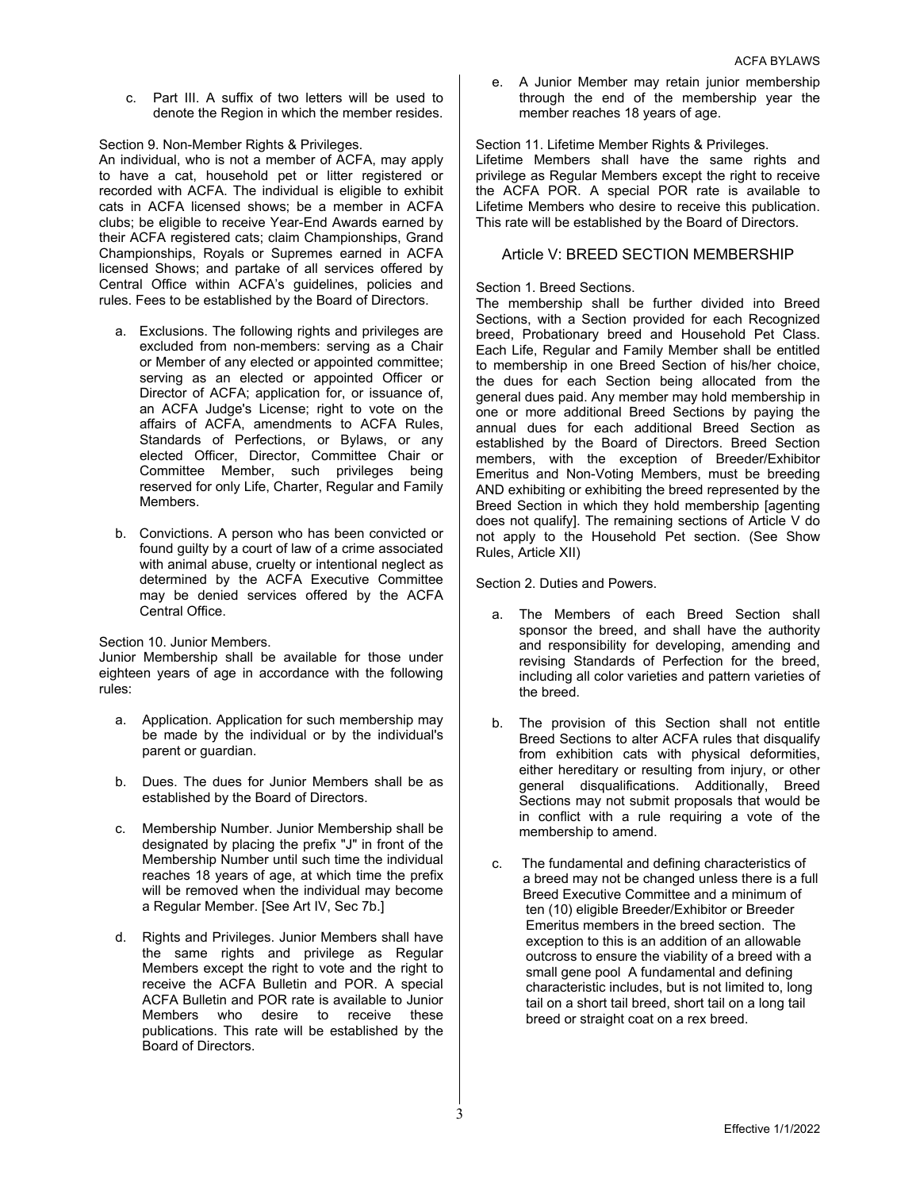c. Part III. A suffix of two letters will be used to denote the Region in which the member resides.

Section 9. Non-Member Rights & Privileges.
An individual, who is not a member of ACFA, may apply to have a cat, household pet or litter registered or recorded with ACFA. The individual is eligible to exhibit cats in ACFA licensed shows; be a member in ACFA clubs; be eligible to receive Year-End Awards earned by their ACFA registered cats; claim Championships, Grand Championships, Royals or Supremes earned in ACFA licensed Shows; and partake of all services offered by Central Office within ACFA's guidelines, policies and rules. Fees to be established by the Board of Directors.

a. Exclusions. The following rights and privileges are excluded from non-members: serving as a Chair or Member of any elected or appointed committee; serving as an elected or appointed Officer or Director of ACFA; application for, or issuance of, an ACFA Judge's License; right to vote on the affairs of ACFA, amendments to ACFA Rules, Standards of Perfections, or Bylaws, or any elected Officer, Director, Committee Chair or Committee Member, such privileges being reserved for only Life, Charter, Regular and Family Members.

b. Convictions. A person who has been convicted or found guilty by a court of law of a crime associated with animal abuse, cruelty or intentional neglect as determined by the ACFA Executive Committee may be denied services offered by the ACFA Central Office.

Section 10. Junior Members.
Junior Membership shall be available for those under eighteen years of age in accordance with the following rules:

a. Application. Application for such membership may be made by the individual or by the individual's parent or guardian.

b. Dues. The dues for Junior Members shall be as established by the Board of Directors.

c. Membership Number. Junior Membership shall be designated by placing the prefix "J" in front of the Membership Number until such time the individual reaches 18 years of age, at which time the prefix will be removed when the individual may become a Regular Member. [See Art IV, Sec 7b.]

d. Rights and Privileges. Junior Members shall have the same rights and privilege as Regular Members except the right to vote and the right to receive the ACFA Bulletin and POR. A special ACFA Bulletin and POR rate is available to Junior Members who desire to receive these publications. This rate will be established by the Board of Directors.

e. A Junior Member may retain junior membership through the end of the membership year the member reaches 18 years of age.

Section 11. Lifetime Member Rights & Privileges.
Lifetime Members shall have the same rights and privilege as Regular Members except the right to receive the ACFA POR. A special POR rate is available to Lifetime Members who desire to receive this publication. This rate will be established by the Board of Directors.

## Article V: BREED SECTION MEMBERSHIP

Section 1. Breed Sections.
The membership shall be further divided into Breed Sections, with a Section provided for each Recognized breed, Probationary breed and Household Pet Class. Each Life, Regular and Family Member shall be entitled to membership in one Breed Section of his/her choice, the dues for each Section being allocated from the general dues paid. Any member may hold membership in one or more additional Breed Sections by paying the annual dues for each additional Breed Section as established by the Board of Directors. Breed Section members, with the exception of Breeder/Exhibitor Emeritus and Non-Voting Members, must be breeding AND exhibiting or exhibiting the breed represented by the Breed Section in which they hold membership [agenting does not qualify]. The remaining sections of Article V do not apply to the Household Pet section. (See Show Rules, Article XII)

Section 2. Duties and Powers.

a. The Members of each Breed Section shall sponsor the breed, and shall have the authority and responsibility for developing, amending and revising Standards of Perfection for the breed, including all color varieties and pattern varieties of the breed.

b. The provision of this Section shall not entitle Breed Sections to alter ACFA rules that disqualify from exhibition cats with physical deformities, either hereditary or resulting from injury, or other general disqualifications. Additionally, Breed Sections may not submit proposals that would be in conflict with a rule requiring a vote of the membership to amend.

c. The fundamental and defining characteristics of a breed may not be changed unless there is a full Breed Executive Committee and a minimum of ten (10) eligible Breeder/Exhibitor or Breeder Emeritus members in the breed section. The exception to this is an addition of an allowable outcross to ensure the viability of a breed with a small gene pool A fundamental and defining characteristic includes, but is not limited to, long tail on a short tail breed, short tail on a long tail breed or straight coat on a rex breed.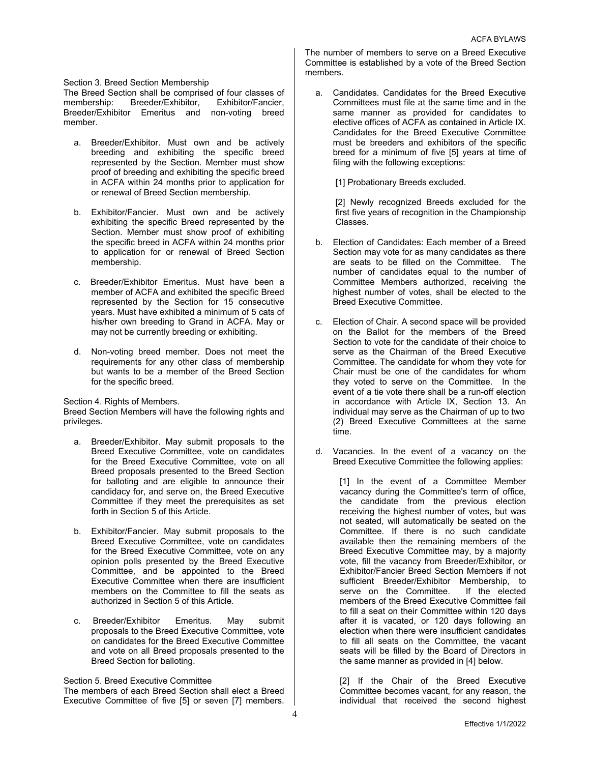Section 3. Breed Section Membership

The Breed Section shall be comprised of four classes of membership: Breeder/Exhibitor, Exhibitor/Fancier, Breeder/Exhibitor Emeritus and non-voting breed member.

a. Breeder/Exhibitor. Must own and be actively breeding and exhibiting the specific breed represented by the Section. Member must show proof of breeding and exhibiting the specific breed in ACFA within 24 months prior to application for or renewal of Breed Section membership.

b. Exhibitor/Fancier. Must own and be actively exhibiting the specific Breed represented by the Section. Member must show proof of exhibiting the specific breed in ACFA within 24 months prior to application for or renewal of Breed Section membership.

c. Breeder/Exhibitor Emeritus. Must have been a member of ACFA and exhibited the specific Breed represented by the Section for 15 consecutive years. Must have exhibited a minimum of 5 cats of his/her own breeding to Grand in ACFA. May or may not be currently breeding or exhibiting.

d. Non-voting breed member. Does not meet the requirements for any other class of membership but wants to be a member of the Breed Section for the specific breed.

Section 4. Rights of Members.

Breed Section Members will have the following rights and privileges.

a. Breeder/Exhibitor. May submit proposals to the Breed Executive Committee, vote on candidates for the Breed Executive Committee, vote on all Breed proposals presented to the Breed Section for balloting and are eligible to announce their candidacy for, and serve on, the Breed Executive Committee if they meet the prerequisites as set forth in Section 5 of this Article.

b. Exhibitor/Fancier. May submit proposals to the Breed Executive Committee, vote on candidates for the Breed Executive Committee, vote on any opinion polls presented by the Breed Executive Committee, and be appointed to the Breed Executive Committee when there are insufficient members on the Committee to fill the seats as authorized in Section 5 of this Article.

c. Breeder/Exhibitor Emeritus. May submit proposals to the Breed Executive Committee, vote on candidates for the Breed Executive Committee and vote on all Breed proposals presented to the Breed Section for balloting.

Section 5. Breed Executive Committee

The members of each Breed Section shall elect a Breed Executive Committee of five [5] or seven [7] members. The number of members to serve on a Breed Executive Committee is established by a vote of the Breed Section members.

a. Candidates. Candidates for the Breed Executive Committees must file at the same time and in the same manner as provided for candidates to elective offices of ACFA as contained in Article IX. Candidates for the Breed Executive Committee must be breeders and exhibitors of the specific breed for a minimum of five [5] years at time of filing with the following exceptions:

   [1] Probationary Breeds excluded.

   [2] Newly recognized Breeds excluded for the first five years of recognition in the Championship Classes.

b. Election of Candidates: Each member of a Breed Section may vote for as many candidates as there are seats to be filled on the Committee. The number of candidates equal to the number of Committee Members authorized, receiving the highest number of votes, shall be elected to the Breed Executive Committee.

c. Election of Chair. A second space will be provided on the Ballot for the members of the Breed Section to vote for the candidate of their choice to serve as the Chairman of the Breed Executive Committee. The candidate for whom they vote for Chair must be one of the candidates for whom they voted to serve on the Committee. In the event of a tie vote there shall be a run-off election in accordance with Article IX, Section 13. An individual may serve as the Chairman of up to two (2) Breed Executive Committees at the same time.

d. Vacancies. In the event of a vacancy on the Breed Executive Committee the following applies:

   [1] In the event of a Committee Member vacancy during the Committee's term of office, the candidate from the previous election receiving the highest number of votes, but was not seated, will automatically be seated on the Committee. If there is no such candidate available then the remaining members of the Breed Executive Committee may, by a majority vote, fill the vacancy from Breeder/Exhibitor, or Exhibitor/Fancier Breed Section Members if not sufficient Breeder/Exhibitor Membership, to serve on the Committee. If the elected members of the Breed Executive Committee fail to fill a seat on their Committee within 120 days after it is vacated, or 120 days following an election when there were insufficient candidates to fill all seats on the Committee, the vacant seats will be filled by the Board of Directors in the same manner as provided in [4] below.

   [2] If the Chair of the Breed Executive Committee becomes vacant, for any reason, the individual that received the second highest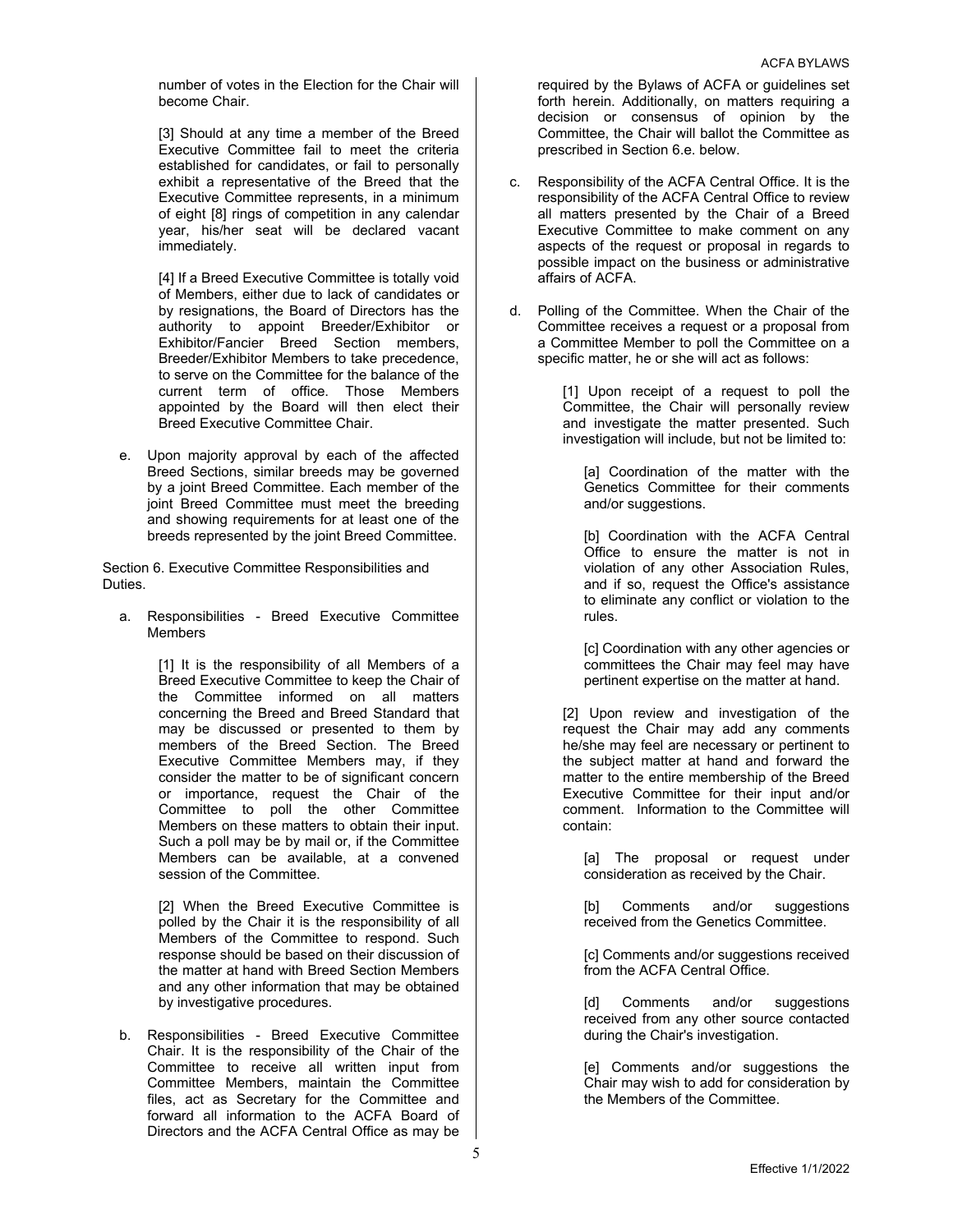number of votes in the Election for the Chair will become Chair.

[3] Should at any time a member of the Breed Executive Committee fail to meet the criteria established for candidates, or fail to personally exhibit a representative of the Breed that the Executive Committee represents, in a minimum of eight [8] rings of competition in any calendar year, his/her seat will be declared vacant immediately.

[4] If a Breed Executive Committee is totally void of Members, either due to lack of candidates or by resignations, the Board of Directors has the authority to appoint Breeder/Exhibitor or Exhibitor/Fancier Breed Section members, Breeder/Exhibitor Members to take precedence, to serve on the Committee for the balance of the current term of office. Those Members appointed by the Board will then elect their Breed Executive Committee Chair.

e. Upon majority approval by each of the affected Breed Sections, similar breeds may be governed by a joint Breed Committee. Each member of the joint Breed Committee must meet the breeding and showing requirements for at least one of the breeds represented by the joint Breed Committee.

Section 6. Executive Committee Responsibilities and Duties.

a. Responsibilities - Breed Executive Committee Members

[1] It is the responsibility of all Members of a Breed Executive Committee to keep the Chair of the Committee informed on all matters concerning the Breed and Breed Standard that may be discussed or presented to them by members of the Breed Section. The Breed Executive Committee Members may, if they consider the matter to be of significant concern or importance, request the Chair of the Committee to poll the other Committee Members on these matters to obtain their input. Such a poll may be by mail or, if the Committee Members can be available, at a convened session of the Committee.

[2] When the Breed Executive Committee is polled by the Chair it is the responsibility of all Members of the Committee to respond. Such response should be based on their discussion of the matter at hand with Breed Section Members and any other information that may be obtained by investigative procedures.

b. Responsibilities - Breed Executive Committee Chair. It is the responsibility of the Chair of the Committee to receive all written input from Committee Members, maintain the Committee files, act as Secretary for the Committee and forward all information to the ACFA Board of Directors and the ACFA Central Office as may be required by the Bylaws of ACFA or guidelines set forth herein. Additionally, on matters requiring a decision or consensus of opinion by the Committee, the Chair will ballot the Committee as prescribed in Section 6.e. below.

c. Responsibility of the ACFA Central Office. It is the responsibility of the ACFA Central Office to review all matters presented by the Chair of a Breed Executive Committee to make comment on any aspects of the request or proposal in regards to possible impact on the business or administrative affairs of ACFA.

d. Polling of the Committee. When the Chair of the Committee receives a request or a proposal from a Committee Member to poll the Committee on a specific matter, he or she will act as follows:

[1] Upon receipt of a request to poll the Committee, the Chair will personally review and investigate the matter presented. Such investigation will include, but not be limited to:

[a] Coordination of the matter with the Genetics Committee for their comments and/or suggestions.

[b] Coordination with the ACFA Central Office to ensure the matter is not in violation of any other Association Rules, and if so, request the Office's assistance to eliminate any conflict or violation to the rules.

[c] Coordination with any other agencies or committees the Chair may feel may have pertinent expertise on the matter at hand.

[2] Upon review and investigation of the request the Chair may add any comments he/she may feel are necessary or pertinent to the subject matter at hand and forward the matter to the entire membership of the Breed Executive Committee for their input and/or comment. Information to the Committee will contain:

[a] The proposal or request under consideration as received by the Chair.

[b] Comments and/or suggestions received from the Genetics Committee.

[c] Comments and/or suggestions received from the ACFA Central Office.

[d] Comments and/or suggestions received from any other source contacted during the Chair's investigation.

[e] Comments and/or suggestions the Chair may wish to add for consideration by the Members of the Committee.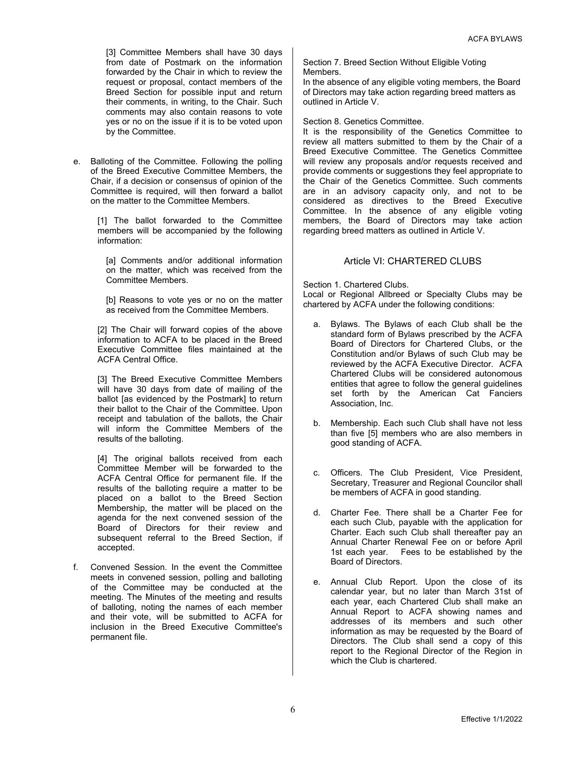[3] Committee Members shall have 30 days from date of Postmark on the information forwarded by the Chair in which to review the request or proposal, contact members of the Breed Section for possible input and return their comments, in writing, to the Chair. Such comments may also contain reasons to vote yes or no on the issue if it is to be voted upon by the Committee.

e. Balloting of the Committee. Following the polling of the Breed Executive Committee Members, the Chair, if a decision or consensus of opinion of the Committee is required, will then forward a ballot on the matter to the Committee Members.

   [1] The ballot forwarded to the Committee members will be accompanied by the following information:

      [a] Comments and/or additional information on the matter, which was received from the Committee Members.

      [b] Reasons to vote yes or no on the matter as received from the Committee Members.

   [2] The Chair will forward copies of the above information to ACFA to be placed in the Breed Executive Committee files maintained at the ACFA Central Office.

   [3] The Breed Executive Committee Members will have 30 days from date of mailing of the ballot [as evidenced by the Postmark] to return their ballot to the Chair of the Committee. Upon receipt and tabulation of the ballots, the Chair will inform the Committee Members of the results of the balloting.

   [4] The original ballots received from each Committee Member will be forwarded to the ACFA Central Office for permanent file. If the results of the balloting require a matter to be placed on a ballot to the Breed Section Membership, the matter will be placed on the agenda for the next convened session of the Board of Directors for their review and subsequent referral to the Breed Section, if accepted.

f. Convened Session. In the event the Committee meets in convened session, polling and balloting of the Committee may be conducted at the meeting. The Minutes of the meeting and results of balloting, noting the names of each member and their vote, will be submitted to ACFA for inclusion in the Breed Executive Committee's permanent file.

Section 7. Breed Section Without Eligible Voting Members.
In the absence of any eligible voting members, the Board of Directors may take action regarding breed matters as outlined in Article V.

Section 8. Genetics Committee.
It is the responsibility of the Genetics Committee to review all matters submitted to them by the Chair of a Breed Executive Committee. The Genetics Committee will review any proposals and/or requests received and provide comments or suggestions they feel appropriate to the Chair of the Genetics Committee. Such comments are in an advisory capacity only, and not to be considered as directives to the Breed Executive Committee. In the absence of any eligible voting members, the Board of Directors may take action regarding breed matters as outlined in Article V.

## Article VI: CHARTERED CLUBS

Section 1. Chartered Clubs.
Local or Regional Allbreed or Specialty Clubs may be chartered by ACFA under the following conditions:

a. Bylaws. The Bylaws of each Club shall be the standard form of Bylaws prescribed by the ACFA Board of Directors for Chartered Clubs, or the Constitution and/or Bylaws of such Club may be reviewed by the ACFA Executive Director. ACFA Chartered Clubs will be considered autonomous entities that agree to follow the general guidelines set forth by the American Cat Fanciers Association, Inc.

b. Membership. Each such Club shall have not less than five [5] members who are also members in good standing of ACFA.

c. Officers. The Club President, Vice President, Secretary, Treasurer and Regional Councilor shall be members of ACFA in good standing.

d. Charter Fee. There shall be a Charter Fee for each such Club, payable with the application for Charter. Each such Club shall thereafter pay an Annual Charter Renewal Fee on or before April 1st each year. Fees to be established by the Board of Directors.

e. Annual Club Report. Upon the close of its calendar year, but no later than March 31st of each year, each Chartered Club shall make an Annual Report to ACFA showing names and addresses of its members and such other information as may be requested by the Board of Directors. The Club shall send a copy of this report to the Regional Director of the Region in which the Club is chartered.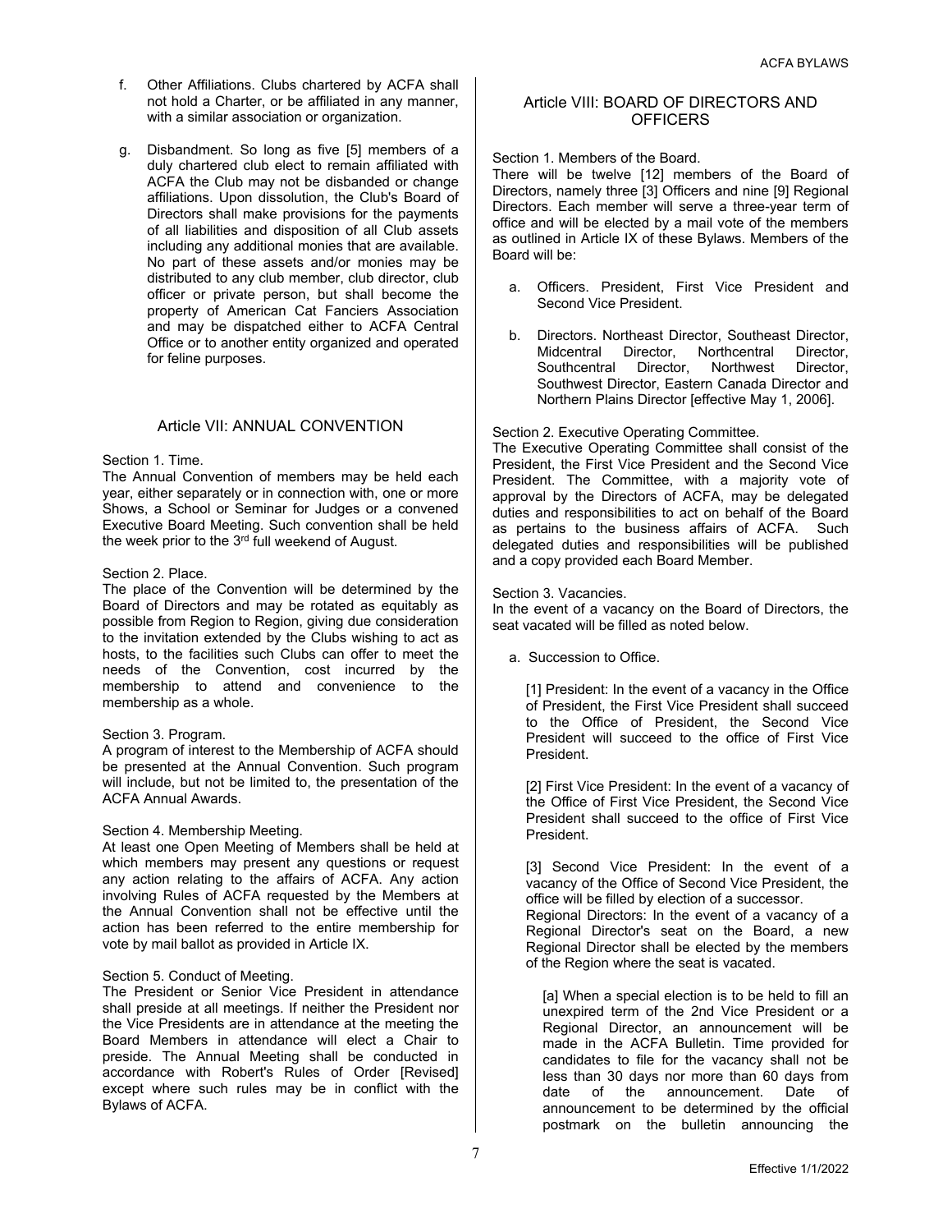f. Other Affiliations. Clubs chartered by ACFA shall not hold a Charter, or be affiliated in any manner, with a similar association or organization.

g. Disbandment. So long as five [5] members of a duly chartered club elect to remain affiliated with ACFA the Club may not be disbanded or change affiliations. Upon dissolution, the Club's Board of Directors shall make provisions for the payments of all liabilities and disposition of all Club assets including any additional monies that are available. No part of these assets and/or monies may be distributed to any club member, club director, club officer or private person, but shall become the property of American Cat Fanciers Association and may be dispatched either to ACFA Central Office or to another entity organized and operated for feline purposes.

## Article VII: ANNUAL CONVENTION

Section 1. Time.
The Annual Convention of members may be held each year, either separately or in connection with, one or more Shows, a School or Seminar for Judges or a convened Executive Board Meeting. Such convention shall be held the week prior to the 3rd full weekend of August.

Section 2. Place.
The place of the Convention will be determined by the Board of Directors and may be rotated as equitably as possible from Region to Region, giving due consideration to the invitation extended by the Clubs wishing to act as hosts, to the facilities such Clubs can offer to meet the needs of the Convention, cost incurred by the membership to attend and convenience to the membership as a whole.

Section 3. Program.
A program of interest to the Membership of ACFA should be presented at the Annual Convention. Such program will include, but not be limited to, the presentation of the ACFA Annual Awards.

Section 4. Membership Meeting.
At least one Open Meeting of Members shall be held at which members may present any questions or request any action relating to the affairs of ACFA. Any action involving Rules of ACFA requested by the Members at the Annual Convention shall not be effective until the action has been referred to the entire membership for vote by mail ballot as provided in Article IX.

Section 5. Conduct of Meeting.
The President or Senior Vice President in attendance shall preside at all meetings. If neither the President nor the Vice Presidents are in attendance at the meeting the Board Members in attendance will elect a Chair to preside. The Annual Meeting shall be conducted in accordance with Robert's Rules of Order [Revised] except where such rules may be in conflict with the Bylaws of ACFA.

## Article VIII: BOARD OF DIRECTORS AND OFFICERS

Section 1. Members of the Board.
There will be twelve [12] members of the Board of Directors, namely three [3] Officers and nine [9] Regional Directors. Each member will serve a three-year term of office and will be elected by a mail vote of the members as outlined in Article IX of these Bylaws. Members of the Board will be:

a. Officers. President, First Vice President and Second Vice President.

b. Directors. Northeast Director, Southeast Director, Midcentral Director, Northcentral Director, Southcentral Director, Northwest Director, Southwest Director, Eastern Canada Director and Northern Plains Director [effective May 1, 2006].

Section 2. Executive Operating Committee.
The Executive Operating Committee shall consist of the President, the First Vice President and the Second Vice President. The Committee, with a majority vote of approval by the Directors of ACFA, may be delegated duties and responsibilities to act on behalf of the Board as pertains to the business affairs of ACFA. Such delegated duties and responsibilities will be published and a copy provided each Board Member.

Section 3. Vacancies.
In the event of a vacancy on the Board of Directors, the seat vacated will be filled as noted below.

a. Succession to Office.

[1] President: In the event of a vacancy in the Office of President, the First Vice President shall succeed to the Office of President, the Second Vice President will succeed to the office of First Vice President.

[2] First Vice President: In the event of a vacancy of the Office of First Vice President, the Second Vice President shall succeed to the office of First Vice President.

[3] Second Vice President: In the event of a vacancy of the Office of Second Vice President, the office will be filled by election of a successor.
Regional Directors: In the event of a vacancy of a Regional Director's seat on the Board, a new Regional Director shall be elected by the members of the Region where the seat is vacated.

[a] When a special election is to be held to fill an unexpired term of the 2nd Vice President or a Regional Director, an announcement will be made in the ACFA Bulletin. Time provided for candidates to file for the vacancy shall not be less than 30 days nor more than 60 days from date of the announcement. Date of announcement to be determined by the official postmark on the bulletin announcing the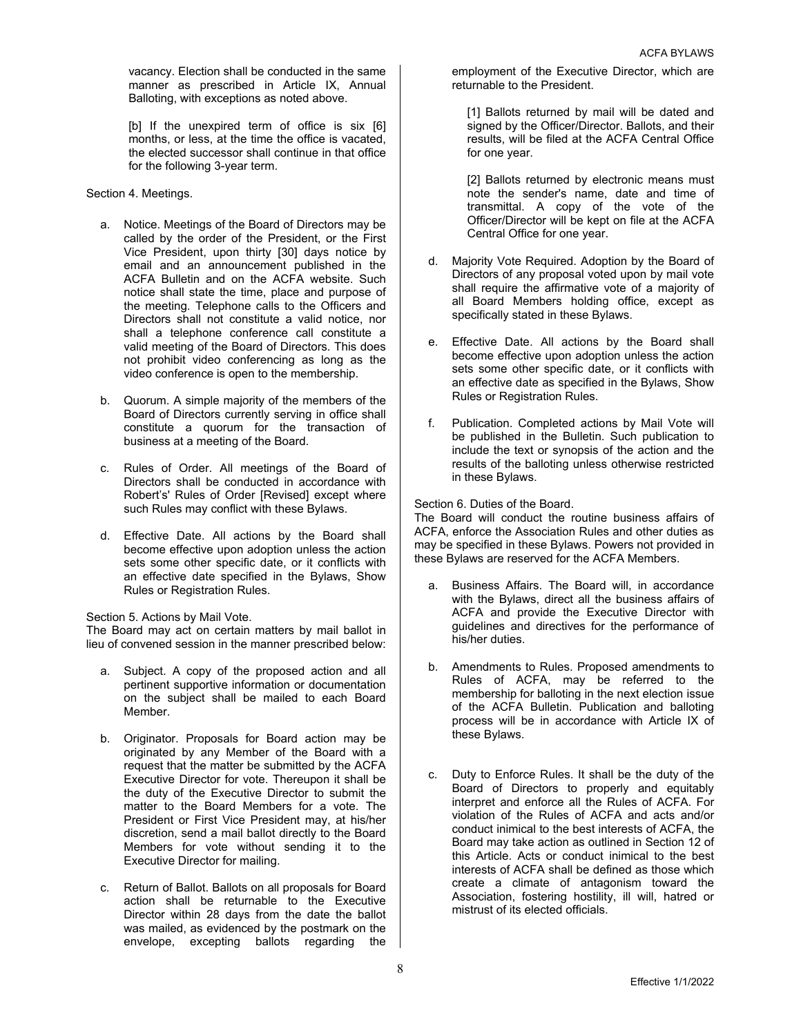vacancy. Election shall be conducted in the same manner as prescribed in Article IX, Annual Balloting, with exceptions as noted above.

[b] If the unexpired term of office is six [6] months, or less, at the time the office is vacated, the elected successor shall continue in that office for the following 3-year term.

Section 4. Meetings.

a. Notice. Meetings of the Board of Directors may be called by the order of the President, or the First Vice President, upon thirty [30] days notice by email and an announcement published in the ACFA Bulletin and on the ACFA website. Such notice shall state the time, place and purpose of the meeting. Telephone calls to the Officers and Directors shall not constitute a valid notice, nor shall a telephone conference call constitute a valid meeting of the Board of Directors. This does not prohibit video conferencing as long as the video conference is open to the membership.

b. Quorum. A simple majority of the members of the Board of Directors currently serving in office shall constitute a quorum for the transaction of business at a meeting of the Board.

c. Rules of Order. All meetings of the Board of Directors shall be conducted in accordance with Robert's' Rules of Order [Revised] except where such Rules may conflict with these Bylaws.

d. Effective Date. All actions by the Board shall become effective upon adoption unless the action sets some other specific date, or it conflicts with an effective date specified in the Bylaws, Show Rules or Registration Rules.

Section 5. Actions by Mail Vote.
The Board may act on certain matters by mail ballot in lieu of convened session in the manner prescribed below:

a. Subject. A copy of the proposed action and all pertinent supportive information or documentation on the subject shall be mailed to each Board Member.

b. Originator. Proposals for Board action may be originated by any Member of the Board with a request that the matter be submitted by the ACFA Executive Director for vote. Thereupon it shall be the duty of the Executive Director to submit the matter to the Board Members for a vote. The President or First Vice President may, at his/her discretion, send a mail ballot directly to the Board Members for vote without sending it to the Executive Director for mailing.

c. Return of Ballot. Ballots on all proposals for Board action shall be returnable to the Executive Director within 28 days from the date the ballot was mailed, as evidenced by the postmark on the envelope, excepting ballots regarding the employment of the Executive Director, which are returnable to the President.

[1] Ballots returned by mail will be dated and signed by the Officer/Director. Ballots, and their results, will be filed at the ACFA Central Office for one year.

[2] Ballots returned by electronic means must note the sender's name, date and time of transmittal. A copy of the vote of the Officer/Director will be kept on file at the ACFA Central Office for one year.

d. Majority Vote Required. Adoption by the Board of Directors of any proposal voted upon by mail vote shall require the affirmative vote of a majority of all Board Members holding office, except as specifically stated in these Bylaws.

e. Effective Date. All actions by the Board shall become effective upon adoption unless the action sets some other specific date, or it conflicts with an effective date as specified in the Bylaws, Show Rules or Registration Rules.

f. Publication. Completed actions by Mail Vote will be published in the Bulletin. Such publication to include the text or synopsis of the action and the results of the balloting unless otherwise restricted in these Bylaws.

Section 6. Duties of the Board.
The Board will conduct the routine business affairs of ACFA, enforce the Association Rules and other duties as may be specified in these Bylaws. Powers not provided in these Bylaws are reserved for the ACFA Members.

a. Business Affairs. The Board will, in accordance with the Bylaws, direct all the business affairs of ACFA and provide the Executive Director with guidelines and directives for the performance of his/her duties.

b. Amendments to Rules. Proposed amendments to Rules of ACFA, may be referred to the membership for balloting in the next election issue of the ACFA Bulletin. Publication and balloting process will be in accordance with Article IX of these Bylaws.

c. Duty to Enforce Rules. It shall be the duty of the Board of Directors to properly and equitably interpret and enforce all the Rules of ACFA. For violation of the Rules of ACFA and acts and/or conduct inimical to the best interests of ACFA, the Board may take action as outlined in Section 12 of this Article. Acts or conduct inimical to the best interests of ACFA shall be defined as those which create a climate of antagonism toward the Association, fostering hostility, ill will, hatred or mistrust of its elected officials.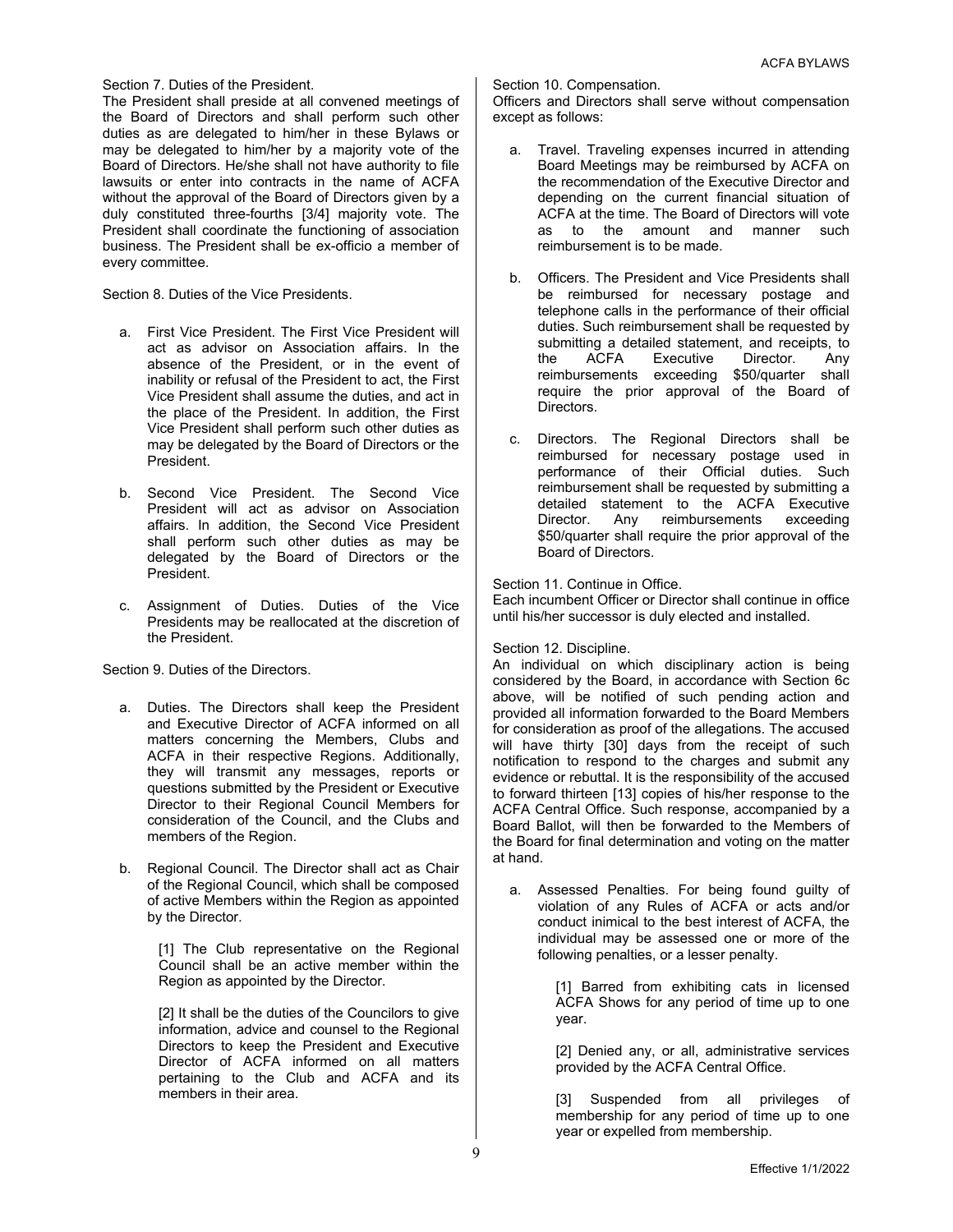Section 7. Duties of the President.

The President shall preside at all convened meetings of the Board of Directors and shall perform such other duties as are delegated to him/her in these Bylaws or may be delegated to him/her by a majority vote of the Board of Directors. He/she shall not have authority to file lawsuits or enter into contracts in the name of ACFA without the approval of the Board of Directors given by a duly constituted three-fourths [3/4] majority vote. The President shall coordinate the functioning of association business. The President shall be ex-officio a member of every committee.

Section 8. Duties of the Vice Presidents.

a. First Vice President. The First Vice President will act as advisor on Association affairs. In the absence of the President, or in the event of inability or refusal of the President to act, the First Vice President shall assume the duties, and act in the place of the President. In addition, the First Vice President shall perform such other duties as may be delegated by the Board of Directors or the President.

b. Second Vice President. The Second Vice President will act as advisor on Association affairs. In addition, the Second Vice President shall perform such other duties as may be delegated by the Board of Directors or the President.

c. Assignment of Duties. Duties of the Vice Presidents may be reallocated at the discretion of the President.

Section 9. Duties of the Directors.

a. Duties. The Directors shall keep the President and Executive Director of ACFA informed on all matters concerning the Members, Clubs and ACFA in their respective Regions. Additionally, they will transmit any messages, reports or questions submitted by the President or Executive Director to their Regional Council Members for consideration of the Council, and the Clubs and members of the Region.

b. Regional Council. The Director shall act as Chair of the Regional Council, which shall be composed of active Members within the Region as appointed by the Director.

   [1] The Club representative on the Regional Council shall be an active member within the Region as appointed by the Director.

   [2] It shall be the duties of the Councilors to give information, advice and counsel to the Regional Directors to keep the President and Executive Director of ACFA informed on all matters pertaining to the Club and ACFA and its members in their area.

Section 10. Compensation.

Officers and Directors shall serve without compensation except as follows:

a. Travel. Traveling expenses incurred in attending Board Meetings may be reimbursed by ACFA on the recommendation of the Executive Director and depending on the current financial situation of ACFA at the time. The Board of Directors will vote as to the amount and manner such reimbursement is to be made.

b. Officers. The President and Vice Presidents shall be reimbursed for necessary postage and telephone calls in the performance of their official duties. Such reimbursement shall be requested by submitting a detailed statement, and receipts, to the ACFA Executive Director. Any reimbursements exceeding $50/quarter shall require the prior approval of the Board of Directors.

c. Directors. The Regional Directors shall be reimbursed for necessary postage used in performance of their Official duties. Such reimbursement shall be requested by submitting a detailed statement to the ACFA Executive Director. Any reimbursements exceeding $50/quarter shall require the prior approval of the Board of Directors.

Section 11. Continue in Office.

Each incumbent Officer or Director shall continue in office until his/her successor is duly elected and installed.

Section 12. Discipline.

An individual on which disciplinary action is being considered by the Board, in accordance with Section 6c above, will be notified of such pending action and provided all information forwarded to the Board Members for consideration as proof of the allegations. The accused will have thirty [30] days from the receipt of such notification to respond to the charges and submit any evidence or rebuttal. It is the responsibility of the accused to forward thirteen [13] copies of his/her response to the ACFA Central Office. Such response, accompanied by a Board Ballot, will then be forwarded to the Members of the Board for final determination and voting on the matter at hand.

a. Assessed Penalties. For being found guilty of violation of any Rules of ACFA or acts and/or conduct inimical to the best interest of ACFA, the individual may be assessed one or more of the following penalties, or a lesser penalty.

   [1] Barred from exhibiting cats in licensed ACFA Shows for any period of time up to one year.

   [2] Denied any, or all, administrative services provided by the ACFA Central Office.

   [3] Suspended from all privileges of membership for any period of time up to one year or expelled from membership.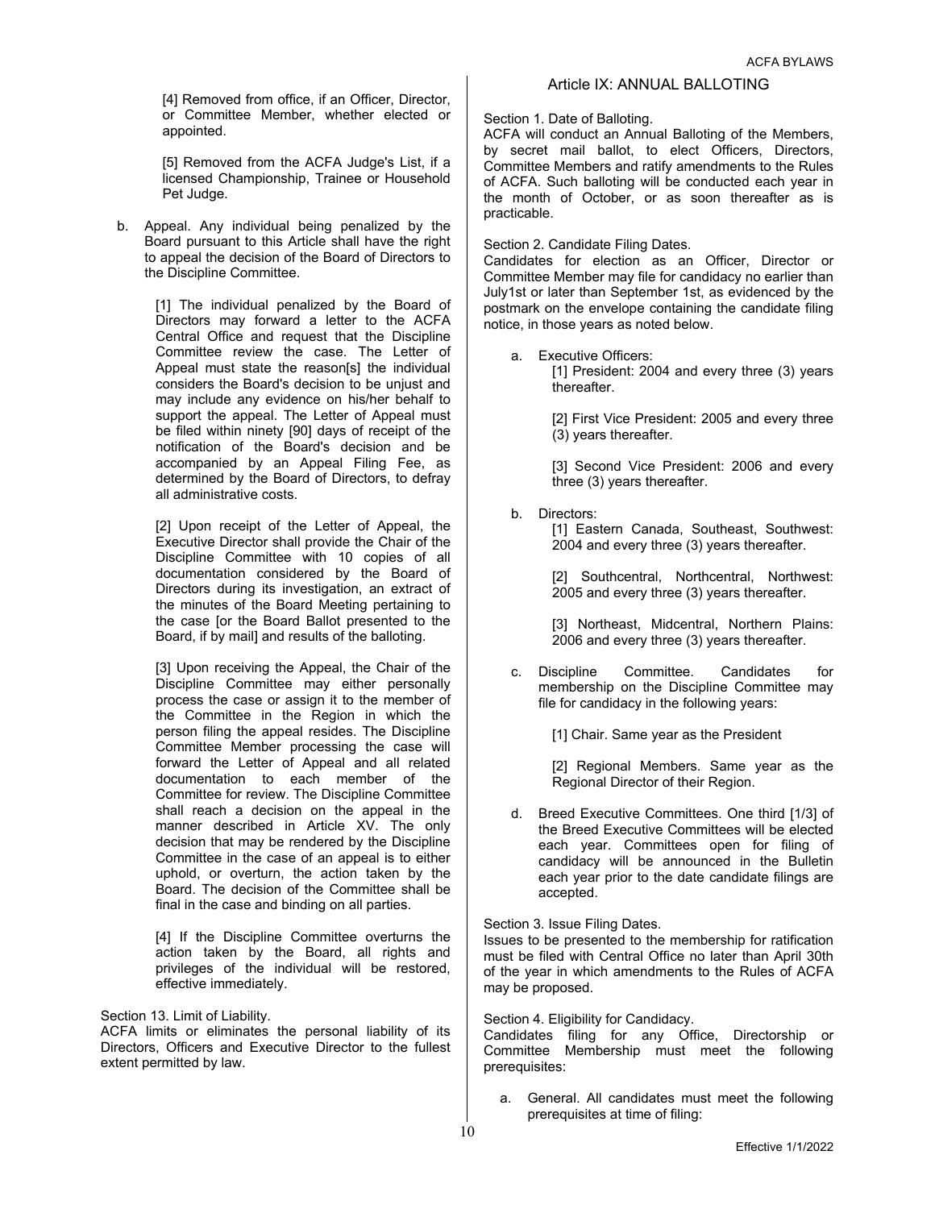[4] Removed from office, if an Officer, Director, or Committee Member, whether elected or appointed.

[5] Removed from the ACFA Judge's List, if a licensed Championship, Trainee or Household Pet Judge.

b. Appeal. Any individual being penalized by the Board pursuant to this Article shall have the right to appeal the decision of the Board of Directors to the Discipline Committee.

[1] The individual penalized by the Board of Directors may forward a letter to the ACFA Central Office and request that the Discipline Committee review the case. The Letter of Appeal must state the reason[s] the individual considers the Board's decision to be unjust and may include any evidence on his/her behalf to support the appeal. The Letter of Appeal must be filed within ninety [90] days of receipt of the notification of the Board's decision and be accompanied by an Appeal Filing Fee, as determined by the Board of Directors, to defray all administrative costs.

[2] Upon receipt of the Letter of Appeal, the Executive Director shall provide the Chair of the Discipline Committee with 10 copies of all documentation considered by the Board of Directors during its investigation, an extract of the minutes of the Board Meeting pertaining to the case [or the Board Ballot presented to the Board, if by mail] and results of the balloting.

[3] Upon receiving the Appeal, the Chair of the Discipline Committee may either personally process the case or assign it to the member of the Committee in the Region in which the person filing the appeal resides. The Discipline Committee Member processing the case will forward the Letter of Appeal and all related documentation to each member of the Committee for review. The Discipline Committee shall reach a decision on the appeal in the manner described in Article XV. The only decision that may be rendered by the Discipline Committee in the case of an appeal is to either uphold, or overturn, the action taken by the Board. The decision of the Committee shall be final in the case and binding on all parties.

[4] If the Discipline Committee overturns the action taken by the Board, all rights and privileges of the individual will be restored, effective immediately.

Section 13. Limit of Liability.
ACFA limits or eliminates the personal liability of its Directors, Officers and Executive Director to the fullest extent permitted by law.

## Article IX: ANNUAL BALLOTING

Section 1. Date of Balloting.
ACFA will conduct an Annual Balloting of the Members, by secret mail ballot, to elect Officers, Directors, Committee Members and ratify amendments to the Rules of ACFA. Such balloting will be conducted each year in the month of October, or as soon thereafter as is practicable.

Section 2. Candidate Filing Dates.
Candidates for election as an Officer, Director or Committee Member may file for candidacy no earlier than July1st or later than September 1st, as evidenced by the postmark on the envelope containing the candidate filing notice, in those years as noted below.

a. Executive Officers:

[1] President: 2004 and every three (3) years thereafter.

[2] First Vice President: 2005 and every three (3) years thereafter.

[3] Second Vice President: 2006 and every three (3) years thereafter.

b. Directors:

[1] Eastern Canada, Southeast, Southwest: 2004 and every three (3) years thereafter.

[2] Southcentral, Northcentral, Northwest: 2005 and every three (3) years thereafter.

[3] Northeast, Midcentral, Northern Plains: 2006 and every three (3) years thereafter.

c. Discipline Committee. Candidates for membership on the Discipline Committee may file for candidacy in the following years:

[1] Chair. Same year as the President

[2] Regional Members. Same year as the Regional Director of their Region.

d. Breed Executive Committees. One third [1/3] of the Breed Executive Committees will be elected each year. Committees open for filing of candidacy will be announced in the Bulletin each year prior to the date candidate filings are accepted.

Section 3. Issue Filing Dates.
Issues to be presented to the membership for ratification must be filed with Central Office no later than April 30th of the year in which amendments to the Rules of ACFA may be proposed.

Section 4. Eligibility for Candidacy.
Candidates filing for any Office, Directorship or Committee Membership must meet the following prerequisites:

a. General. All candidates must meet the following prerequisites at time of filing: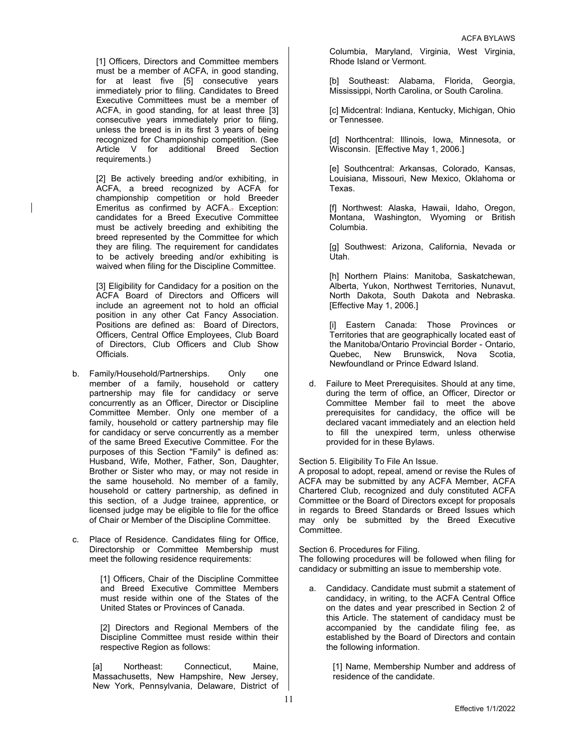[1] Officers, Directors and Committee members must be a member of ACFA, in good standing, for at least five [5] consecutive years immediately prior to filing. Candidates to Breed Executive Committees must be a member of ACFA, in good standing, for at least three [3] consecutive years immediately prior to filing, unless the breed is in its first 3 years of being recognized for Championship competition. (See Article V for additional Breed Section requirements.)

[2] Be actively breeding and/or exhibiting, in ACFA, a breed recognized by ACFA for championship competition or hold Breeder Emeritus as confirmed by ACFA. Exception: candidates for a Breed Executive Committee must be actively breeding and exhibiting the breed represented by the Committee for which they are filing. The requirement for candidates to be actively breeding and/or exhibiting is waived when filing for the Discipline Committee.

[3] Eligibility for Candidacy for a position on the ACFA Board of Directors and Officers will include an agreement not to hold an official position in any other Cat Fancy Association. Positions are defined as: Board of Directors, Officers, Central Office Employees, Club Board of Directors, Club Officers and Club Show Officials.

b. Family/Household/Partnerships. Only one member of a family, household or cattery partnership may file for candidacy or serve concurrently as an Officer, Director or Discipline Committee Member. Only one member of a family, household or cattery partnership may file for candidacy or serve concurrently as a member of the same Breed Executive Committee. For the purposes of this Section "Family" is defined as: Husband, Wife, Mother, Father, Son, Daughter, Brother or Sister who may, or may not reside in the same household. No member of a family, household or cattery partnership, as defined in this section, of a Judge trainee, apprentice, or licensed judge may be eligible to file for the office of Chair or Member of the Discipline Committee.

c. Place of Residence. Candidates filing for Office, Directorship or Committee Membership must meet the following residence requirements:

[1] Officers, Chair of the Discipline Committee and Breed Executive Committee Members must reside within one of the States of the United States or Provinces of Canada.

[2] Directors and Regional Members of the Discipline Committee must reside within their respective Region as follows:

[a] Northeast: Connecticut, Maine, Massachusetts, New Hampshire, New Jersey, New York, Pennsylvania, Delaware, District of Columbia, Maryland, Virginia, West Virginia, Rhode Island or Vermont.

[b] Southeast: Alabama, Florida, Georgia, Mississippi, North Carolina, or South Carolina.

[c] Midcentral: Indiana, Kentucky, Michigan, Ohio or Tennessee.

[d] Northcentral: Illinois, Iowa, Minnesota, or Wisconsin. [Effective May 1, 2006.]

[e] Southcentral: Arkansas, Colorado, Kansas, Louisiana, Missouri, New Mexico, Oklahoma or Texas.

[f] Northwest: Alaska, Hawaii, Idaho, Oregon, Montana, Washington, Wyoming or British Columbia.

[g] Southwest: Arizona, California, Nevada or Utah.

[h] Northern Plains: Manitoba, Saskatchewan, Alberta, Yukon, Northwest Territories, Nunavut, North Dakota, South Dakota and Nebraska. [Effective May 1, 2006.]

[i] Eastern Canada: Those Provinces or Territories that are geographically located east of the Manitoba/Ontario Provincial Border - Ontario, Quebec, New Brunswick, Nova Scotia, Newfoundland or Prince Edward Island.

d. Failure to Meet Prerequisites. Should at any time, during the term of office, an Officer, Director or Committee Member fail to meet the above prerequisites for candidacy, the office will be declared vacant immediately and an election held to fill the unexpired term, unless otherwise provided for in these Bylaws.

Section 5. Eligibility To File An Issue.
A proposal to adopt, repeal, amend or revise the Rules of ACFA may be submitted by any ACFA Member, ACFA Chartered Club, recognized and duly constituted ACFA Committee or the Board of Directors except for proposals in regards to Breed Standards or Breed Issues which may only be submitted by the Breed Executive Committee.

Section 6. Procedures for Filing.
The following procedures will be followed when filing for candidacy or submitting an issue to membership vote.

a. Candidacy. Candidate must submit a statement of candidacy, in writing, to the ACFA Central Office on the dates and year prescribed in Section 2 of this Article. The statement of candidacy must be accompanied by the candidate filing fee, as established by the Board of Directors and contain the following information.

[1] Name, Membership Number and address of residence of the candidate.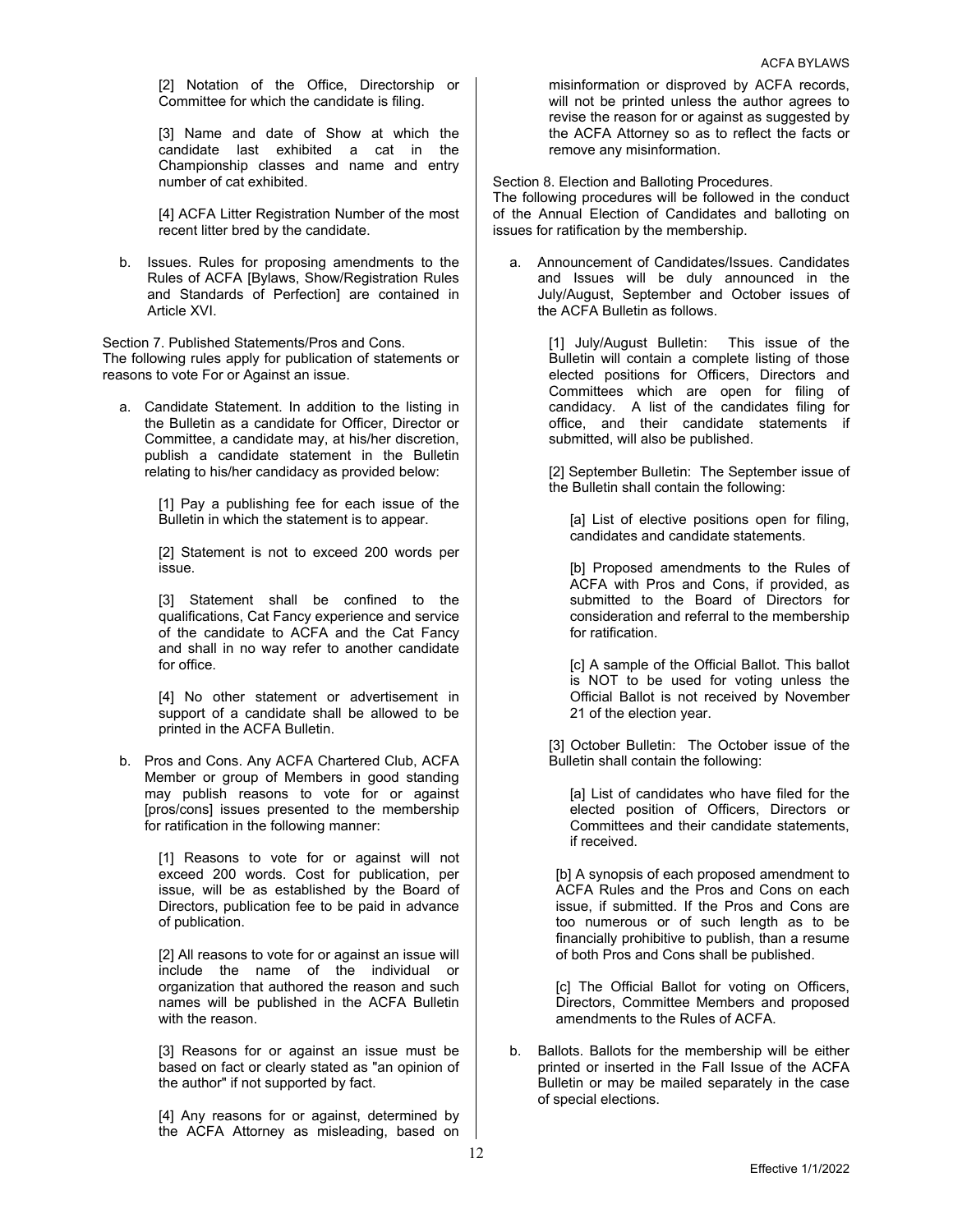[2] Notation of the Office, Directorship or Committee for which the candidate is filing.

[3] Name and date of Show at which the candidate last exhibited a cat in the Championship classes and name and entry number of cat exhibited.

[4] ACFA Litter Registration Number of the most recent litter bred by the candidate.

b. Issues. Rules for proposing amendments to the Rules of ACFA [Bylaws, Show/Registration Rules and Standards of Perfection] are contained in Article XVI.

Section 7. Published Statements/Pros and Cons.
The following rules apply for publication of statements or reasons to vote For or Against an issue.

a. Candidate Statement. In addition to the listing in the Bulletin as a candidate for Officer, Director or Committee, a candidate may, at his/her discretion, publish a candidate statement in the Bulletin relating to his/her candidacy as provided below:

   [1] Pay a publishing fee for each issue of the Bulletin in which the statement is to appear.

   [2] Statement is not to exceed 200 words per issue.

   [3] Statement shall be confined to the qualifications, Cat Fancy experience and service of the candidate to ACFA and the Cat Fancy and shall in no way refer to another candidate for office.

   [4] No other statement or advertisement in support of a candidate shall be allowed to be printed in the ACFA Bulletin.

b. Pros and Cons. Any ACFA Chartered Club, ACFA Member or group of Members in good standing may publish reasons to vote for or against [pros/cons] issues presented to the membership for ratification in the following manner:

   [1] Reasons to vote for or against will not exceed 200 words. Cost for publication, per issue, will be as established by the Board of Directors, publication fee to be paid in advance of publication.

   [2] All reasons to vote for or against an issue will include the name of the individual or organization that authored the reason and such names will be published in the ACFA Bulletin with the reason.

   [3] Reasons for or against an issue must be based on fact or clearly stated as "an opinion of the author" if not supported by fact.

   [4] Any reasons for or against, determined by the ACFA Attorney as misleading, based on misinformation or disproved by ACFA records, will not be printed unless the author agrees to revise the reason for or against as suggested by the ACFA Attorney so as to reflect the facts or remove any misinformation.

Section 8. Election and Balloting Procedures.
The following procedures will be followed in the conduct of the Annual Election of Candidates and balloting on issues for ratification by the membership.

a. Announcement of Candidates/Issues. Candidates and Issues will be duly announced in the July/August, September and October issues of the ACFA Bulletin as follows.

   [1] July/August Bulletin: This issue of the Bulletin will contain a complete listing of those elected positions for Officers, Directors and Committees which are open for filing of candidacy. A list of the candidates filing for office, and their candidate statements if submitted, will also be published.

   [2] September Bulletin: The September issue of the Bulletin shall contain the following:

      [a] List of elective positions open for filing, candidates and candidate statements.

      [b] Proposed amendments to the Rules of ACFA with Pros and Cons, if provided, as submitted to the Board of Directors for consideration and referral to the membership for ratification.

      [c] A sample of the Official Ballot. This ballot is NOT to be used for voting unless the Official Ballot is not received by November 21 of the election year.

   [3] October Bulletin: The October issue of the Bulletin shall contain the following:

      [a] List of candidates who have filed for the elected position of Officers, Directors or Committees and their candidate statements, if received.

      [b] A synopsis of each proposed amendment to ACFA Rules and the Pros and Cons on each issue, if submitted. If the Pros and Cons are too numerous or of such length as to be financially prohibitive to publish, than a resume of both Pros and Cons shall be published.

      [c] The Official Ballot for voting on Officers, Directors, Committee Members and proposed amendments to the Rules of ACFA.

b. Ballots. Ballots for the membership will be either printed or inserted in the Fall Issue of the ACFA Bulletin or may be mailed separately in the case of special elections.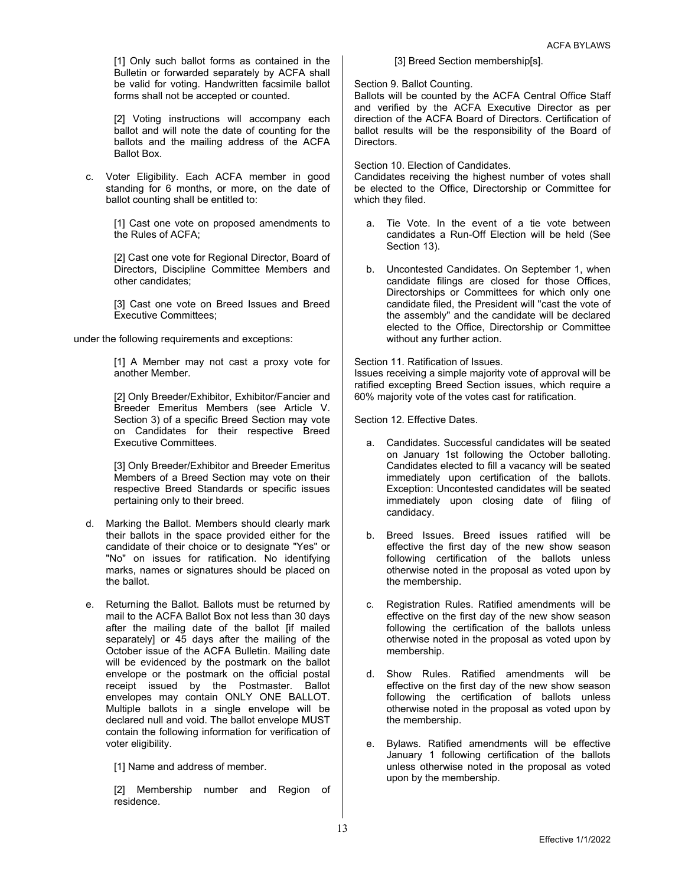[1] Only such ballot forms as contained in the Bulletin or forwarded separately by ACFA shall be valid for voting. Handwritten facsimile ballot forms shall not be accepted or counted.

[2] Voting instructions will accompany each ballot and will note the date of counting for the ballots and the mailing address of the ACFA Ballot Box.

c. Voter Eligibility. Each ACFA member in good standing for 6 months, or more, on the date of ballot counting shall be entitled to:

[1] Cast one vote on proposed amendments to the Rules of ACFA;

[2] Cast one vote for Regional Director, Board of Directors, Discipline Committee Members and other candidates;

[3] Cast one vote on Breed Issues and Breed Executive Committees;

under the following requirements and exceptions:

[1] A Member may not cast a proxy vote for another Member.

[2] Only Breeder/Exhibitor, Exhibitor/Fancier and Breeder Emeritus Members (see Article V. Section 3) of a specific Breed Section may vote on Candidates for their respective Breed Executive Committees.

[3] Only Breeder/Exhibitor and Breeder Emeritus Members of a Breed Section may vote on their respective Breed Standards or specific issues pertaining only to their breed.

d. Marking the Ballot. Members should clearly mark their ballots in the space provided either for the candidate of their choice or to designate "Yes" or "No" on issues for ratification. No identifying marks, names or signatures should be placed on the ballot.

e. Returning the Ballot. Ballots must be returned by mail to the ACFA Ballot Box not less than 30 days after the mailing date of the ballot [if mailed separately] or 45 days after the mailing of the October issue of the ACFA Bulletin. Mailing date will be evidenced by the postmark on the ballot envelope or the postmark on the official postal receipt issued by the Postmaster. Ballot envelopes may contain ONLY ONE BALLOT. Multiple ballots in a single envelope will be declared null and void. The ballot envelope MUST contain the following information for verification of voter eligibility.

[1] Name and address of member.

[2] Membership number and Region of residence.

[3] Breed Section membership[s].

Section 9. Ballot Counting.
Ballots will be counted by the ACFA Central Office Staff and verified by the ACFA Executive Director as per direction of the ACFA Board of Directors. Certification of ballot results will be the responsibility of the Board of Directors.

Section 10. Election of Candidates.
Candidates receiving the highest number of votes shall be elected to the Office, Directorship or Committee for which they filed.

a. Tie Vote. In the event of a tie vote between candidates a Run-Off Election will be held (See Section 13).

b. Uncontested Candidates. On September 1, when candidate filings are closed for those Offices, Directorships or Committees for which only one candidate filed, the President will "cast the vote of the assembly" and the candidate will be declared elected to the Office, Directorship or Committee without any further action.

Section 11. Ratification of Issues.
Issues receiving a simple majority vote of approval will be ratified excepting Breed Section issues, which require a 60% majority vote of the votes cast for ratification.

Section 12. Effective Dates.

a. Candidates. Successful candidates will be seated on January 1st following the October balloting. Candidates elected to fill a vacancy will be seated immediately upon certification of the ballots. Exception: Uncontested candidates will be seated immediately upon closing date of filing of candidacy.

b. Breed Issues. Breed issues ratified will be effective the first day of the new show season following certification of the ballots unless otherwise noted in the proposal as voted upon by the membership.

c. Registration Rules. Ratified amendments will be effective on the first day of the new show season following the certification of the ballots unless otherwise noted in the proposal as voted upon by membership.

d. Show Rules. Ratified amendments will be effective on the first day of the new show season following the certification of ballots unless otherwise noted in the proposal as voted upon by the membership.

e. Bylaws. Ratified amendments will be effective January 1 following certification of the ballots unless otherwise noted in the proposal as voted upon by the membership.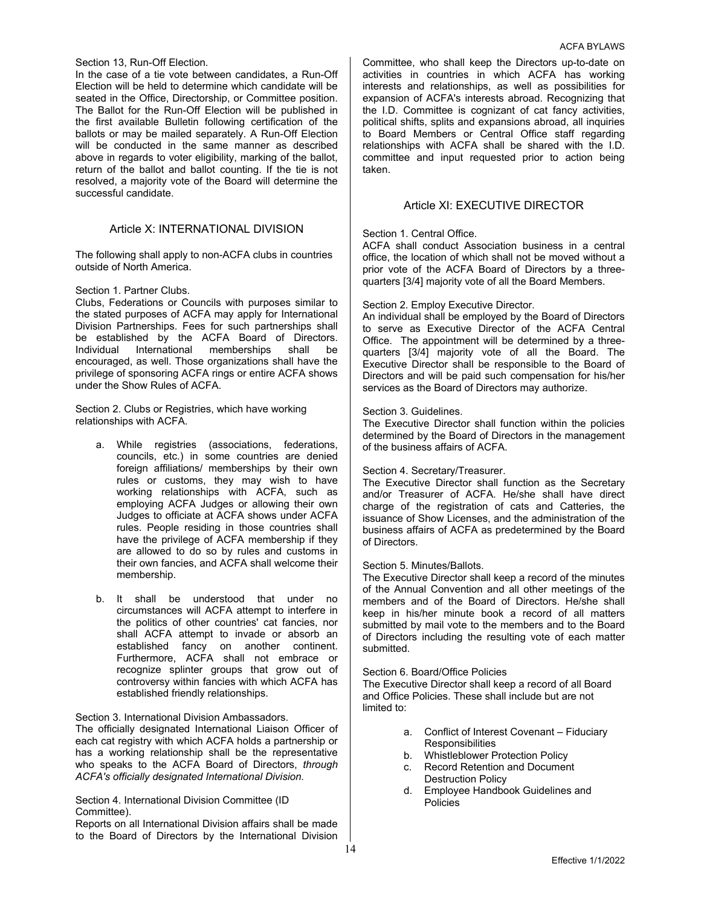Section 13, Run-Off Election.

In the case of a tie vote between candidates, a Run-Off Election will be held to determine which candidate will be seated in the Office, Directorship, or Committee position. The Ballot for the Run-Off Election will be published in the first available Bulletin following certification of the ballots or may be mailed separately. A Run-Off Election will be conducted in the same manner as described above in regards to voter eligibility, marking of the ballot, return of the ballot and ballot counting. If the tie is not resolved, a majority vote of the Board will determine the successful candidate.

## Article X: INTERNATIONAL DIVISION

The following shall apply to non-ACFA clubs in countries outside of North America.

Section 1. Partner Clubs.

Clubs, Federations or Councils with purposes similar to the stated purposes of ACFA may apply for International Division Partnerships. Fees for such partnerships shall be established by the ACFA Board of Directors. Individual International memberships shall be encouraged, as well. Those organizations shall have the privilege of sponsoring ACFA rings or entire ACFA shows under the Show Rules of ACFA.

Section 2. Clubs or Registries, which have working relationships with ACFA.

a. While registries (associations, federations, councils, etc.) in some countries are denied foreign affiliations/ memberships by their own rules or customs, they may wish to have working relationships with ACFA, such as employing ACFA Judges or allowing their own Judges to officiate at ACFA shows under ACFA rules. People residing in those countries shall have the privilege of ACFA membership if they are allowed to do so by rules and customs in their own fancies, and ACFA shall welcome their membership.

b. It shall be understood that under no circumstances will ACFA attempt to interfere in the politics of other countries' cat fancies, nor shall ACFA attempt to invade or absorb an established fancy on another continent. Furthermore, ACFA shall not embrace or recognize splinter groups that grow out of controversy within fancies with which ACFA has established friendly relationships.

Section 3. International Division Ambassadors.

The officially designated International Liaison Officer of each cat registry with which ACFA holds a partnership or has a working relationship shall be the representative who speaks to the ACFA Board of Directors, *through ACFA's officially designated International Division.*

Section 4. International Division Committee (ID Committee).

Reports on all International Division affairs shall be made to the Board of Directors by the International Division Committee, who shall keep the Directors up-to-date on activities in countries in which ACFA has working interests and relationships, as well as possibilities for expansion of ACFA's interests abroad. Recognizing that the I.D. Committee is cognizant of cat fancy activities, political shifts, splits and expansions abroad, all inquiries to Board Members or Central Office staff regarding relationships with ACFA shall be shared with the I.D. committee and input requested prior to action being taken.

## Article XI: EXECUTIVE DIRECTOR

Section 1. Central Office.

ACFA shall conduct Association business in a central office, the location of which shall not be moved without a prior vote of the ACFA Board of Directors by a three-quarters [3/4] majority vote of all the Board Members.

Section 2. Employ Executive Director.

An individual shall be employed by the Board of Directors to serve as Executive Director of the ACFA Central Office. The appointment will be determined by a three-quarters [3/4] majority vote of all the Board. The Executive Director shall be responsible to the Board of Directors and will be paid such compensation for his/her services as the Board of Directors may authorize.

Section 3. Guidelines.

The Executive Director shall function within the policies determined by the Board of Directors in the management of the business affairs of ACFA.

Section 4. Secretary/Treasurer.

The Executive Director shall function as the Secretary and/or Treasurer of ACFA. He/she shall have direct charge of the registration of cats and Catteries, the issuance of Show Licenses, and the administration of the business affairs of ACFA as predetermined by the Board of Directors.

Section 5. Minutes/Ballots.

The Executive Director shall keep a record of the minutes of the Annual Convention and all other meetings of the members and of the Board of Directors. He/she shall keep in his/her minute book a record of all matters submitted by mail vote to the members and to the Board of Directors including the resulting vote of each matter submitted.

Section 6. Board/Office Policies

The Executive Director shall keep a record of all Board and Office Policies. These shall include but are not limited to:

a. Conflict of Interest Covenant – Fiduciary Responsibilities
b. Whistleblower Protection Policy
c. Record Retention and Document Destruction Policy
d. Employee Handbook Guidelines and Policies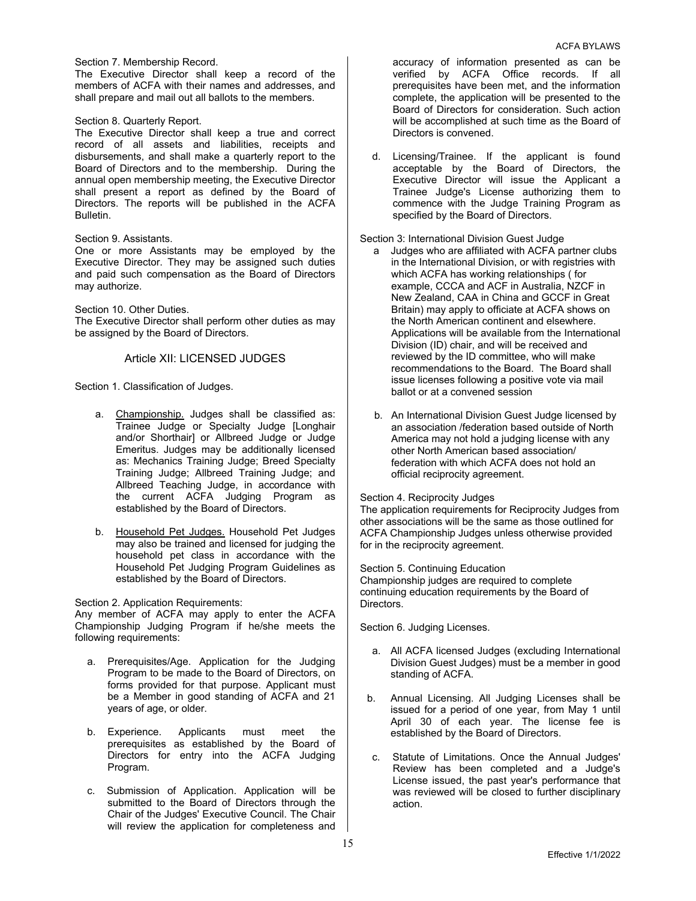Section 7. Membership Record.

The Executive Director shall keep a record of the members of ACFA with their names and addresses, and shall prepare and mail out all ballots to the members.

Section 8. Quarterly Report.

The Executive Director shall keep a true and correct record of all assets and liabilities, receipts and disbursements, and shall make a quarterly report to the Board of Directors and to the membership. During the annual open membership meeting, the Executive Director shall present a report as defined by the Board of Directors. The reports will be published in the ACFA Bulletin.

Section 9. Assistants.

One or more Assistants may be employed by the Executive Director. They may be assigned such duties and paid such compensation as the Board of Directors may authorize.

Section 10. Other Duties.

The Executive Director shall perform other duties as may be assigned by the Board of Directors.

## Article XII: LICENSED JUDGES

Section 1. Classification of Judges.

a. Championship. Judges shall be classified as: Trainee Judge or Specialty Judge [Longhair and/or Shorthair] or Allbreed Judge or Judge Emeritus. Judges may be additionally licensed as: Mechanics Training Judge; Breed Specialty Training Judge; Allbreed Training Judge; and Allbreed Teaching Judge, in accordance with the current ACFA Judging Program as established by the Board of Directors.

b. Household Pet Judges. Household Pet Judges may also be trained and licensed for judging the household pet class in accordance with the Household Pet Judging Program Guidelines as established by the Board of Directors.

Section 2. Application Requirements:

Any member of ACFA may apply to enter the ACFA Championship Judging Program if he/she meets the following requirements:

a. Prerequisites/Age. Application for the Judging Program to be made to the Board of Directors, on forms provided for that purpose. Applicant must be a Member in good standing of ACFA and 21 years of age, or older.

b. Experience. Applicants must meet the prerequisites as established by the Board of Directors for entry into the ACFA Judging Program.

c. Submission of Application. Application will be submitted to the Board of Directors through the Chair of the Judges' Executive Council. The Chair will review the application for completeness and accuracy of information presented as can be verified by ACFA Office records. If all prerequisites have been met, and the information complete, the application will be presented to the Board of Directors for consideration. Such action will be accomplished at such time as the Board of Directors is convened.

d. Licensing/Trainee. If the applicant is found acceptable by the Board of Directors, the Executive Director will issue the Applicant a Trainee Judge's License authorizing them to commence with the Judge Training Program as specified by the Board of Directors.

Section 3: International Division Guest Judge

a Judges who are affiliated with ACFA partner clubs in the International Division, or with registries with which ACFA has working relationships ( for example, CCCA and ACF in Australia, NZCF in New Zealand, CAA in China and GCCF in Great Britain) may apply to officiate at ACFA shows on the North American continent and elsewhere. Applications will be available from the International Division (ID) chair, and will be received and reviewed by the ID committee, who will make recommendations to the Board. The Board shall issue licenses following a positive vote via mail ballot or at a convened session

b. An International Division Guest Judge licensed by an association /federation based outside of North America may not hold a judging license with any other North American based association/ federation with which ACFA does not hold an official reciprocity agreement.

Section 4. Reciprocity Judges

The application requirements for Reciprocity Judges from other associations will be the same as those outlined for ACFA Championship Judges unless otherwise provided for in the reciprocity agreement.

Section 5. Continuing Education

Championship judges are required to complete continuing education requirements by the Board of Directors.

Section 6. Judging Licenses.

a. All ACFA licensed Judges (excluding International Division Guest Judges) must be a member in good standing of ACFA.

b. Annual Licensing. All Judging Licenses shall be issued for a period of one year, from May 1 until April 30 of each year. The license fee is established by the Board of Directors.

c. Statute of Limitations. Once the Annual Judges' Review has been completed and a Judge's License issued, the past year's performance that was reviewed will be closed to further disciplinary action.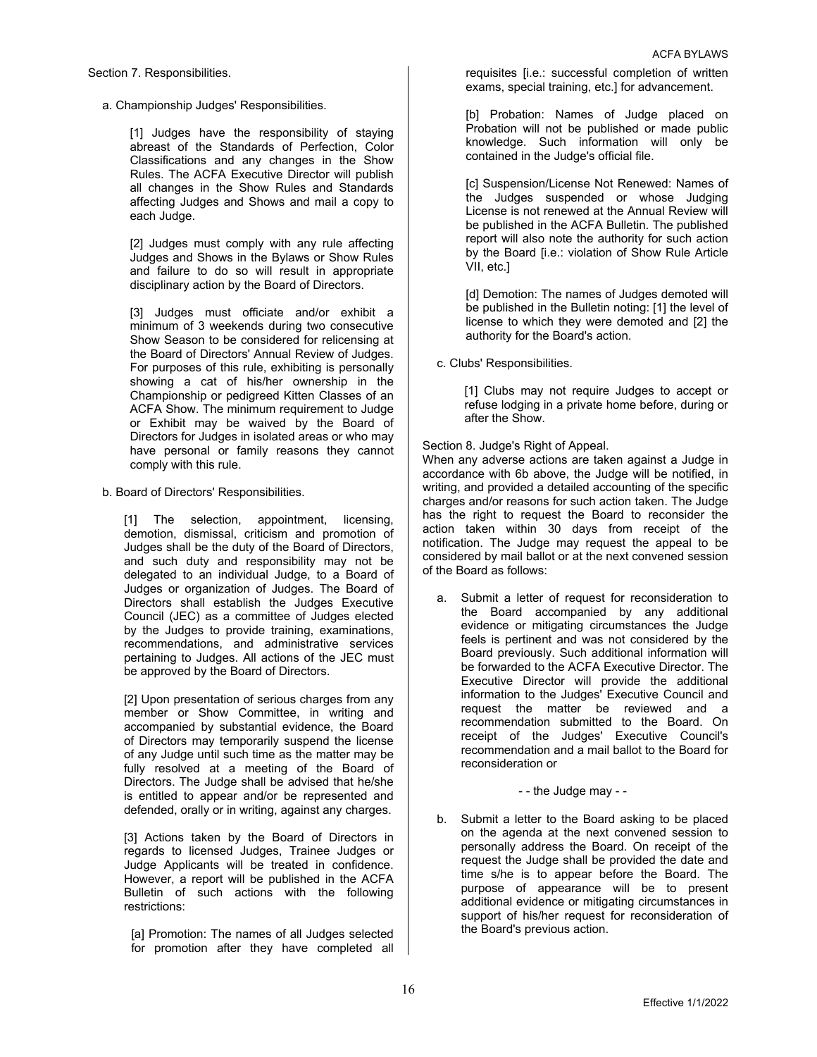Section 7. Responsibilities.

a. Championship Judges' Responsibilities.

[1] Judges have the responsibility of staying abreast of the Standards of Perfection, Color Classifications and any changes in the Show Rules. The ACFA Executive Director will publish all changes in the Show Rules and Standards affecting Judges and Shows and mail a copy to each Judge.

[2] Judges must comply with any rule affecting Judges and Shows in the Bylaws or Show Rules and failure to do so will result in appropriate disciplinary action by the Board of Directors.

[3] Judges must officiate and/or exhibit a minimum of 3 weekends during two consecutive Show Season to be considered for relicensing at the Board of Directors' Annual Review of Judges. For purposes of this rule, exhibiting is personally showing a cat of his/her ownership in the Championship or pedigreed Kitten Classes of an ACFA Show. The minimum requirement to Judge or Exhibit may be waived by the Board of Directors for Judges in isolated areas or who may have personal or family reasons they cannot comply with this rule.

b. Board of Directors' Responsibilities.

[1] The selection, appointment, licensing, demotion, dismissal, criticism and promotion of Judges shall be the duty of the Board of Directors, and such duty and responsibility may not be delegated to an individual Judge, to a Board of Judges or organization of Judges. The Board of Directors shall establish the Judges Executive Council (JEC) as a committee of Judges elected by the Judges to provide training, examinations, recommendations, and administrative services pertaining to Judges. All actions of the JEC must be approved by the Board of Directors.

[2] Upon presentation of serious charges from any member or Show Committee, in writing and accompanied by substantial evidence, the Board of Directors may temporarily suspend the license of any Judge until such time as the matter may be fully resolved at a meeting of the Board of Directors. The Judge shall be advised that he/she is entitled to appear and/or be represented and defended, orally or in writing, against any charges.

[3] Actions taken by the Board of Directors in regards to licensed Judges, Trainee Judges or Judge Applicants will be treated in confidence. However, a report will be published in the ACFA Bulletin of such actions with the following restrictions:

[a] Promotion: The names of all Judges selected for promotion after they have completed all requisites [i.e.: successful completion of written exams, special training, etc.] for advancement.

[b] Probation: Names of Judge placed on Probation will not be published or made public knowledge. Such information will only be contained in the Judge's official file.

[c] Suspension/License Not Renewed: Names of the Judges suspended or whose Judging License is not renewed at the Annual Review will be published in the ACFA Bulletin. The published report will also note the authority for such action by the Board [i.e.: violation of Show Rule Article VII, etc.]

[d] Demotion: The names of Judges demoted will be published in the Bulletin noting: [1] the level of license to which they were demoted and [2] the authority for the Board's action.

c. Clubs' Responsibilities.

[1] Clubs may not require Judges to accept or refuse lodging in a private home before, during or after the Show.

Section 8. Judge's Right of Appeal.

When any adverse actions are taken against a Judge in accordance with 6b above, the Judge will be notified, in writing, and provided a detailed accounting of the specific charges and/or reasons for such action taken. The Judge has the right to request the Board to reconsider the action taken within 30 days from receipt of the notification. The Judge may request the appeal to be considered by mail ballot or at the next convened session of the Board as follows:

a. Submit a letter of request for reconsideration to the Board accompanied by any additional evidence or mitigating circumstances the Judge feels is pertinent and was not considered by the Board previously. Such additional information will be forwarded to the ACFA Executive Director. The Executive Director will provide the additional information to the Judges' Executive Council and request the matter be reviewed and a recommendation submitted to the Board. On receipt of the Judges' Executive Council's recommendation and a mail ballot to the Board for reconsideration or

- - the Judge may - -

b. Submit a letter to the Board asking to be placed on the agenda at the next convened session to personally address the Board. On receipt of the request the Judge shall be provided the date and time s/he is to appear before the Board. The purpose of appearance will be to present additional evidence or mitigating circumstances in support of his/her request for reconsideration of the Board's previous action.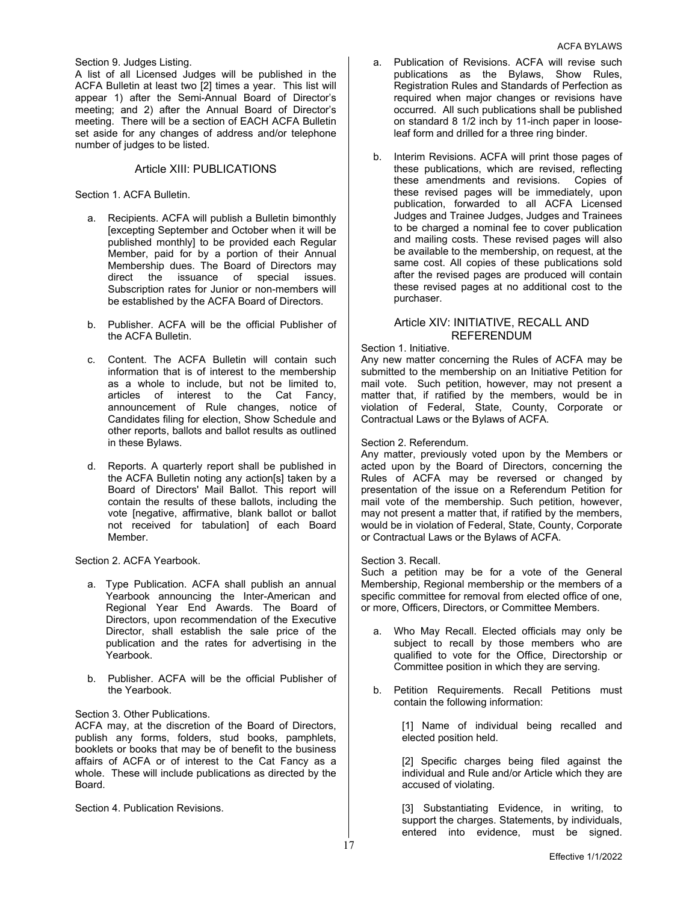Section 9. Judges Listing.

A list of all Licensed Judges will be published in the ACFA Bulletin at least two [2] times a year. This list will appear 1) after the Semi-Annual Board of Director's meeting; and 2) after the Annual Board of Director's meeting. There will be a section of EACH ACFA Bulletin set aside for any changes of address and/or telephone number of judges to be listed.

## Article XIII: PUBLICATIONS

Section 1. ACFA Bulletin.

a. Recipients. ACFA will publish a Bulletin bimonthly [excepting September and October when it will be published monthly] to be provided each Regular Member, paid for by a portion of their Annual Membership dues. The Board of Directors may direct the issuance of special issues. Subscription rates for Junior or non-members will be established by the ACFA Board of Directors.

b. Publisher. ACFA will be the official Publisher of the ACFA Bulletin.

c. Content. The ACFA Bulletin will contain such information that is of interest to the membership as a whole to include, but not be limited to, articles of interest to the Cat Fancy, announcement of Rule changes, notice of Candidates filing for election, Show Schedule and other reports, ballots and ballot results as outlined in these Bylaws.

d. Reports. A quarterly report shall be published in the ACFA Bulletin noting any action[s] taken by a Board of Directors' Mail Ballot. This report will contain the results of these ballots, including the vote [negative, affirmative, blank ballot or ballot not received for tabulation] of each Board Member.

Section 2. ACFA Yearbook.

a. Type Publication. ACFA shall publish an annual Yearbook announcing the Inter-American and Regional Year End Awards. The Board of Directors, upon recommendation of the Executive Director, shall establish the sale price of the publication and the rates for advertising in the Yearbook.

b. Publisher. ACFA will be the official Publisher of the Yearbook.

Section 3. Other Publications.

ACFA may, at the discretion of the Board of Directors, publish any forms, folders, stud books, pamphlets, booklets or books that may be of benefit to the business affairs of ACFA or of interest to the Cat Fancy as a whole. These will include publications as directed by the Board.

Section 4. Publication Revisions.

a. Publication of Revisions. ACFA will revise such publications as the Bylaws, Show Rules, Registration Rules and Standards of Perfection as required when major changes or revisions have occurred. All such publications shall be published on standard 8 1/2 inch by 11-inch paper in loose-leaf form and drilled for a three ring binder.

b. Interim Revisions. ACFA will print those pages of these publications, which are revised, reflecting these amendments and revisions. Copies of these revised pages will be immediately, upon publication, forwarded to all ACFA Licensed Judges and Trainee Judges, Judges and Trainees to be charged a nominal fee to cover publication and mailing costs. These revised pages will also be available to the membership, on request, at the same cost. All copies of these publications sold after the revised pages are produced will contain these revised pages at no additional cost to the purchaser.

## Article XIV: INITIATIVE, RECALL AND REFERENDUM

Section 1. Initiative.

Any new matter concerning the Rules of ACFA may be submitted to the membership on an Initiative Petition for mail vote. Such petition, however, may not present a matter that, if ratified by the members, would be in violation of Federal, State, County, Corporate or Contractual Laws or the Bylaws of ACFA.

Section 2. Referendum.

Any matter, previously voted upon by the Members or acted upon by the Board of Directors, concerning the Rules of ACFA may be reversed or changed by presentation of the issue on a Referendum Petition for mail vote of the membership. Such petition, however, may not present a matter that, if ratified by the members, would be in violation of Federal, State, County, Corporate or Contractual Laws or the Bylaws of ACFA.

Section 3. Recall.

Such a petition may be for a vote of the General Membership, Regional membership or the members of a specific committee for removal from elected office of one, or more, Officers, Directors, or Committee Members.

a. Who May Recall. Elected officials may only be subject to recall by those members who are qualified to vote for the Office, Directorship or Committee position in which they are serving.

b. Petition Requirements. Recall Petitions must contain the following information:

[1] Name of individual being recalled and elected position held.

[2] Specific charges being filed against the individual and Rule and/or Article which they are accused of violating.

[3] Substantiating Evidence, in writing, to support the charges. Statements, by individuals, entered into evidence, must be signed.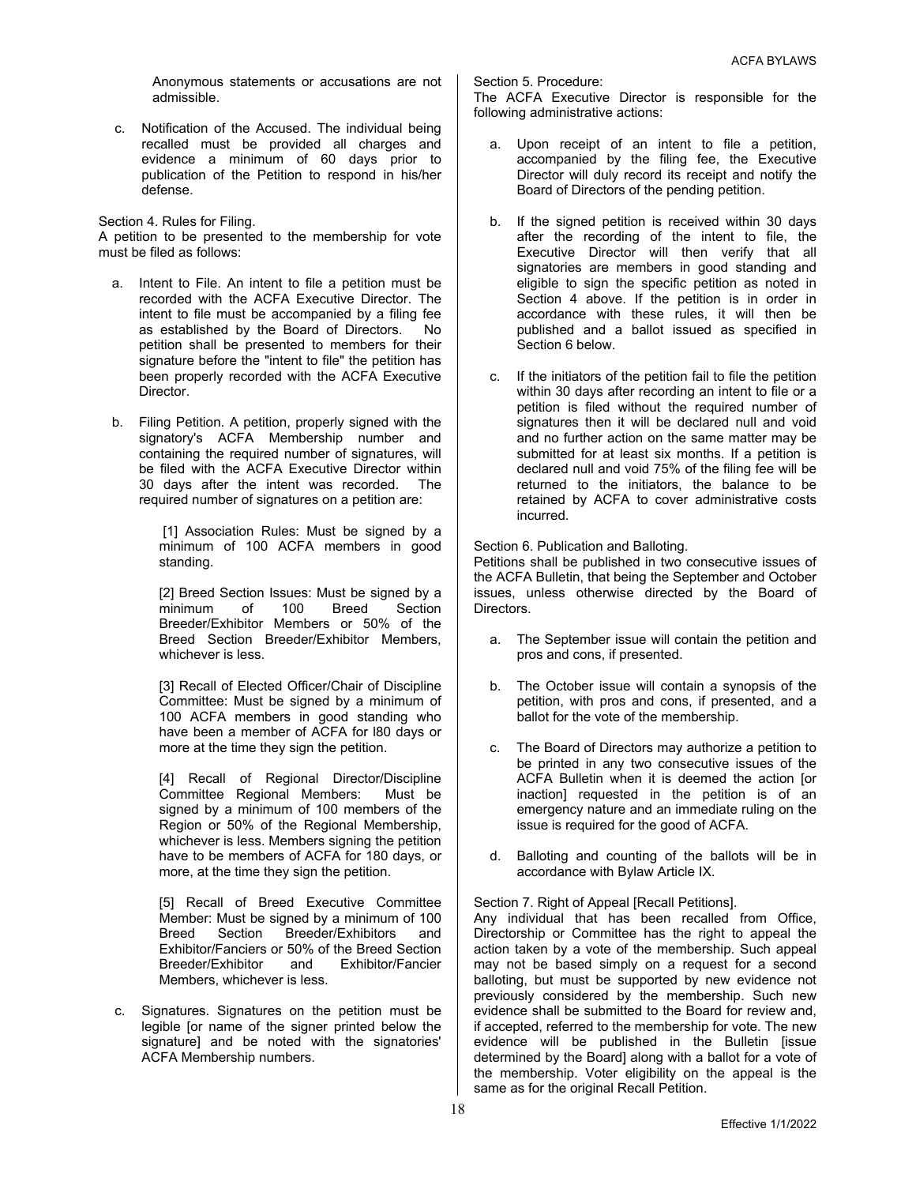Anonymous statements or accusations are not admissible.

c. Notification of the Accused. The individual being recalled must be provided all charges and evidence a minimum of 60 days prior to publication of the Petition to respond in his/her defense.

Section 4. Rules for Filing.
A petition to be presented to the membership for vote must be filed as follows:

a. Intent to File. An intent to file a petition must be recorded with the ACFA Executive Director. The intent to file must be accompanied by a filing fee as established by the Board of Directors. No petition shall be presented to members for their signature before the "intent to file" the petition has been properly recorded with the ACFA Executive Director.

b. Filing Petition. A petition, properly signed with the signatory's ACFA Membership number and containing the required number of signatures, will be filed with the ACFA Executive Director within 30 days after the intent was recorded. The required number of signatures on a petition are:

   [1] Association Rules: Must be signed by a minimum of 100 ACFA members in good standing.

   [2] Breed Section Issues: Must be signed by a minimum of 100 Breed Section Breeder/Exhibitor Members or 50% of the Breed Section Breeder/Exhibitor Members, whichever is less.

   [3] Recall of Elected Officer/Chair of Discipline Committee: Must be signed by a minimum of 100 ACFA members in good standing who have been a member of ACFA for l80 days or more at the time they sign the petition.

   [4] Recall of Regional Director/Discipline Committee Regional Members: Must be signed by a minimum of 100 members of the Region or 50% of the Regional Membership, whichever is less. Members signing the petition have to be members of ACFA for 180 days, or more, at the time they sign the petition.

   [5] Recall of Breed Executive Committee Member: Must be signed by a minimum of 100 Breed Section Breeder/Exhibitors and Exhibitor/Fanciers or 50% of the Breed Section Breeder/Exhibitor and Exhibitor/Fancier Members, whichever is less.

c. Signatures. Signatures on the petition must be legible [or name of the signer printed below the signature] and be noted with the signatories' ACFA Membership numbers.

Section 5. Procedure:
The ACFA Executive Director is responsible for the following administrative actions:

a. Upon receipt of an intent to file a petition, accompanied by the filing fee, the Executive Director will duly record its receipt and notify the Board of Directors of the pending petition.

b. If the signed petition is received within 30 days after the recording of the intent to file, the Executive Director will then verify that all signatories are members in good standing and eligible to sign the specific petition as noted in Section 4 above. If the petition is in order in accordance with these rules, it will then be published and a ballot issued as specified in Section 6 below.

c. If the initiators of the petition fail to file the petition within 30 days after recording an intent to file or a petition is filed without the required number of signatures then it will be declared null and void and no further action on the same matter may be submitted for at least six months. If a petition is declared null and void 75% of the filing fee will be returned to the initiators, the balance to be retained by ACFA to cover administrative costs incurred.

Section 6. Publication and Balloting.
Petitions shall be published in two consecutive issues of the ACFA Bulletin, that being the September and October issues, unless otherwise directed by the Board of Directors.

a. The September issue will contain the petition and pros and cons, if presented.

b. The October issue will contain a synopsis of the petition, with pros and cons, if presented, and a ballot for the vote of the membership.

c. The Board of Directors may authorize a petition to be printed in any two consecutive issues of the ACFA Bulletin when it is deemed the action [or inaction] requested in the petition is of an emergency nature and an immediate ruling on the issue is required for the good of ACFA.

d. Balloting and counting of the ballots will be in accordance with Bylaw Article IX.

Section 7. Right of Appeal [Recall Petitions].
Any individual that has been recalled from Office, Directorship or Committee has the right to appeal the action taken by a vote of the membership. Such appeal may not be based simply on a request for a second balloting, but must be supported by new evidence not previously considered by the membership. Such new evidence shall be submitted to the Board for review and, if accepted, referred to the membership for vote. The new evidence will be published in the Bulletin [issue determined by the Board] along with a ballot for a vote of the membership. Voter eligibility on the appeal is the same as for the original Recall Petition.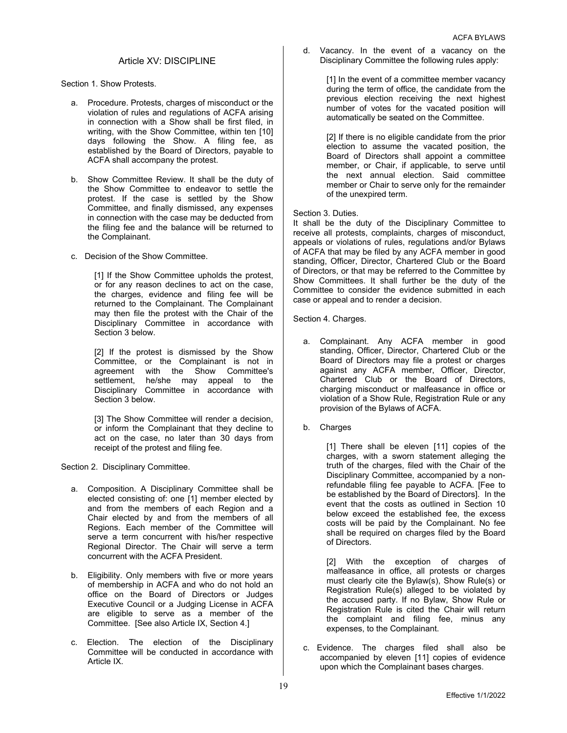## Article XV: DISCIPLINE

Section 1. Show Protests.

a. Procedure. Protests, charges of misconduct or the violation of rules and regulations of ACFA arising in connection with a Show shall be first filed, in writing, with the Show Committee, within ten [10] days following the Show. A filing fee, as established by the Board of Directors, payable to ACFA shall accompany the protest.

b. Show Committee Review. It shall be the duty of the Show Committee to endeavor to settle the protest. If the case is settled by the Show Committee, and finally dismissed, any expenses in connection with the case may be deducted from the filing fee and the balance will be returned to the Complainant.

c. Decision of the Show Committee.

  [1] If the Show Committee upholds the protest, or for any reason declines to act on the case, the charges, evidence and filing fee will be returned to the Complainant. The Complainant may then file the protest with the Chair of the Disciplinary Committee in accordance with Section 3 below.

  [2] If the protest is dismissed by the Show Committee, or the Complainant is not in agreement with the Show Committee's settlement, he/she may appeal to the Disciplinary Committee in accordance with Section 3 below.

  [3] The Show Committee will render a decision, or inform the Complainant that they decline to act on the case, no later than 30 days from receipt of the protest and filing fee.

Section 2. Disciplinary Committee.

a. Composition. A Disciplinary Committee shall be elected consisting of: one [1] member elected by and from the members of each Region and a Chair elected by and from the members of all Regions. Each member of the Committee will serve a term concurrent with his/her respective Regional Director. The Chair will serve a term concurrent with the ACFA President.

b. Eligibility. Only members with five or more years of membership in ACFA and who do not hold an office on the Board of Directors or Judges Executive Council or a Judging License in ACFA are eligible to serve as a member of the Committee. [See also Article IX, Section 4.]

c. Election. The election of the Disciplinary Committee will be conducted in accordance with Article IX.

d. Vacancy. In the event of a vacancy on the Disciplinary Committee the following rules apply:

  [1] In the event of a committee member vacancy during the term of office, the candidate from the previous election receiving the next highest number of votes for the vacated position will automatically be seated on the Committee.

  [2] If there is no eligible candidate from the prior election to assume the vacated position, the Board of Directors shall appoint a committee member, or Chair, if applicable, to serve until the next annual election. Said committee member or Chair to serve only for the remainder of the unexpired term.

Section 3. Duties.
It shall be the duty of the Disciplinary Committee to receive all protests, complaints, charges of misconduct, appeals or violations of rules, regulations and/or Bylaws of ACFA that may be filed by any ACFA member in good standing, Officer, Director, Chartered Club or the Board of Directors, or that may be referred to the Committee by Show Committees. It shall further be the duty of the Committee to consider the evidence submitted in each case or appeal and to render a decision.

Section 4. Charges.

a. Complainant. Any ACFA member in good standing, Officer, Director, Chartered Club or the Board of Directors may file a protest or charges against any ACFA member, Officer, Director, Chartered Club or the Board of Directors, charging misconduct or malfeasance in office or violation of a Show Rule, Registration Rule or any provision of the Bylaws of ACFA.

b. Charges

  [1] There shall be eleven [11] copies of the charges, with a sworn statement alleging the truth of the charges, filed with the Chair of the Disciplinary Committee, accompanied by a non-refundable filing fee payable to ACFA. [Fee to be established by the Board of Directors]. In the event that the costs as outlined in Section 10 below exceed the established fee, the excess costs will be paid by the Complainant. No fee shall be required on charges filed by the Board of Directors.

  [2] With the exception of charges of malfeasance in office, all protests or charges must clearly cite the Bylaw(s), Show Rule(s) or Registration Rule(s) alleged to be violated by the accused party. If no Bylaw, Show Rule or Registration Rule is cited the Chair will return the complaint and filing fee, minus any expenses, to the Complainant.

c. Evidence. The charges filed shall also be accompanied by eleven [11] copies of evidence upon which the Complainant bases charges.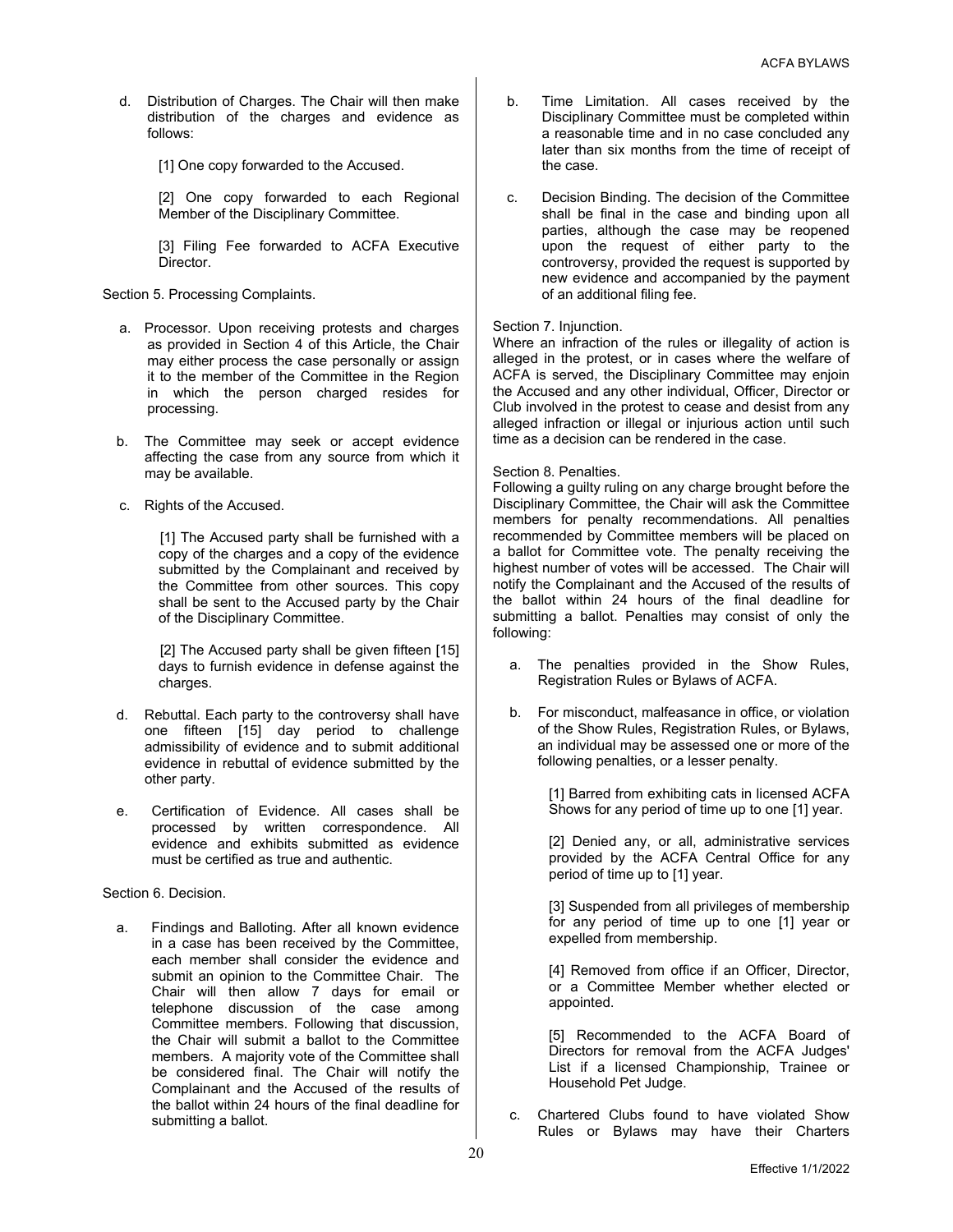d. Distribution of Charges. The Chair will then make distribution of the charges and evidence as follows:

[1] One copy forwarded to the Accused.

[2] One copy forwarded to each Regional Member of the Disciplinary Committee.

[3] Filing Fee forwarded to ACFA Executive Director.

Section 5. Processing Complaints.

a. Processor. Upon receiving protests and charges as provided in Section 4 of this Article, the Chair may either process the case personally or assign it to the member of the Committee in the Region in which the person charged resides for processing.

b. The Committee may seek or accept evidence affecting the case from any source from which it may be available.

c. Rights of the Accused.

[1] The Accused party shall be furnished with a copy of the charges and a copy of the evidence submitted by the Complainant and received by the Committee from other sources. This copy shall be sent to the Accused party by the Chair of the Disciplinary Committee.

[2] The Accused party shall be given fifteen [15] days to furnish evidence in defense against the charges.

d. Rebuttal. Each party to the controversy shall have one fifteen [15] day period to challenge admissibility of evidence and to submit additional evidence in rebuttal of evidence submitted by the other party.

e. Certification of Evidence. All cases shall be processed by written correspondence. All evidence and exhibits submitted as evidence must be certified as true and authentic.

Section 6. Decision.

a. Findings and Balloting. After all known evidence in a case has been received by the Committee, each member shall consider the evidence and submit an opinion to the Committee Chair. The Chair will then allow 7 days for email or telephone discussion of the case among Committee members. Following that discussion, the Chair will submit a ballot to the Committee members. A majority vote of the Committee shall be considered final. The Chair will notify the Complainant and the Accused of the results of the ballot within 24 hours of the final deadline for submitting a ballot.

b. Time Limitation. All cases received by the Disciplinary Committee must be completed within a reasonable time and in no case concluded any later than six months from the time of receipt of the case.

c. Decision Binding. The decision of the Committee shall be final in the case and binding upon all parties, although the case may be reopened upon the request of either party to the controversy, provided the request is supported by new evidence and accompanied by the payment of an additional filing fee.

Section 7. Injunction.

Where an infraction of the rules or illegality of action is alleged in the protest, or in cases where the welfare of ACFA is served, the Disciplinary Committee may enjoin the Accused and any other individual, Officer, Director or Club involved in the protest to cease and desist from any alleged infraction or illegal or injurious action until such time as a decision can be rendered in the case.

Section 8. Penalties.

Following a guilty ruling on any charge brought before the Disciplinary Committee, the Chair will ask the Committee members for penalty recommendations. All penalties recommended by Committee members will be placed on a ballot for Committee vote. The penalty receiving the highest number of votes will be accessed. The Chair will notify the Complainant and the Accused of the results of the ballot within 24 hours of the final deadline for submitting a ballot. Penalties may consist of only the following:

a. The penalties provided in the Show Rules, Registration Rules or Bylaws of ACFA.

b. For misconduct, malfeasance in office, or violation of the Show Rules, Registration Rules, or Bylaws, an individual may be assessed one or more of the following penalties, or a lesser penalty.

[1] Barred from exhibiting cats in licensed ACFA Shows for any period of time up to one [1] year.

[2] Denied any, or all, administrative services provided by the ACFA Central Office for any period of time up to [1] year.

[3] Suspended from all privileges of membership for any period of time up to one [1] year or expelled from membership.

[4] Removed from office if an Officer, Director, or a Committee Member whether elected or appointed.

[5] Recommended to the ACFA Board of Directors for removal from the ACFA Judges' List if a licensed Championship, Trainee or Household Pet Judge.

c. Chartered Clubs found to have violated Show Rules or Bylaws may have their Charters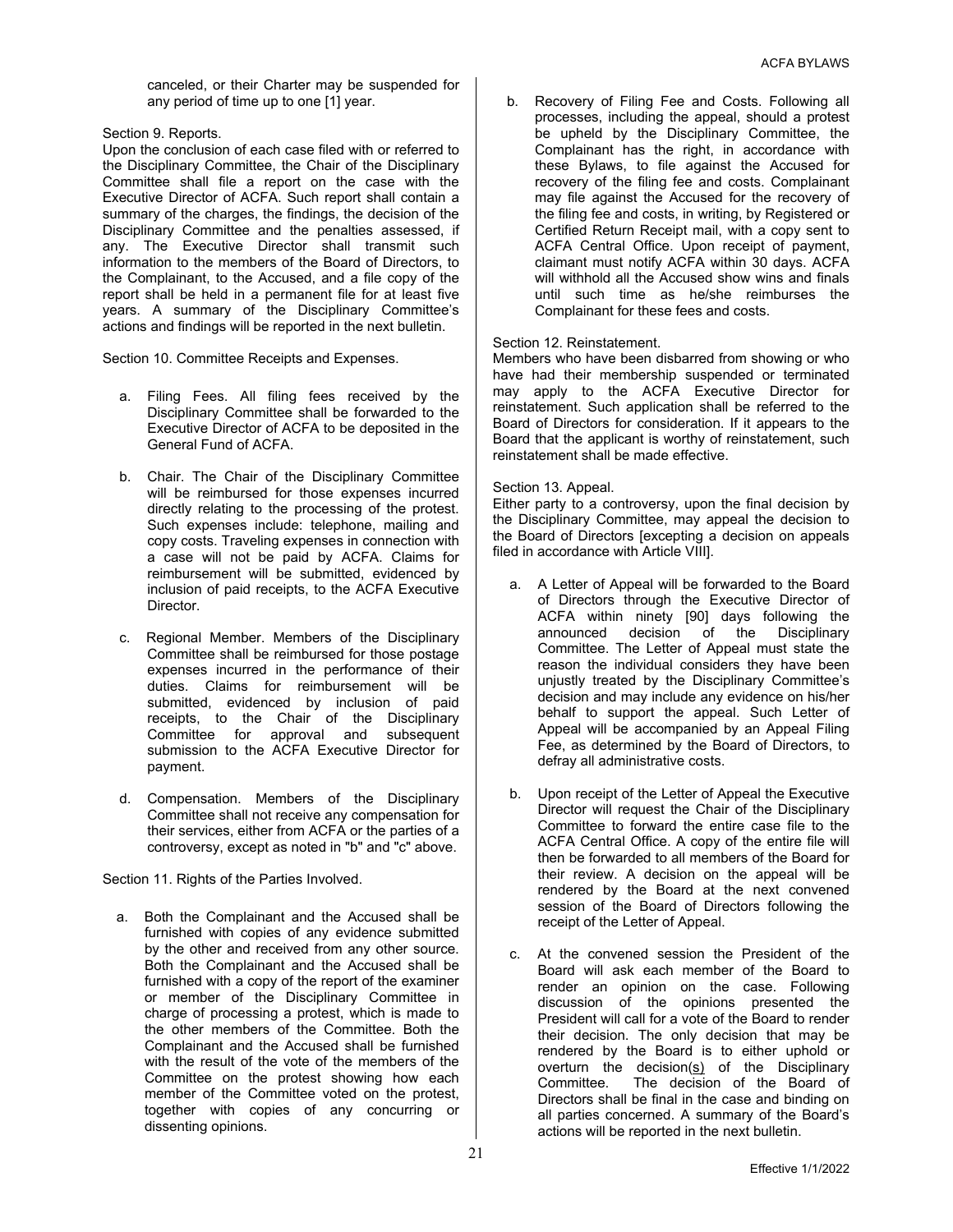canceled, or their Charter may be suspended for any period of time up to one [1] year.

Section 9. Reports.
Upon the conclusion of each case filed with or referred to the Disciplinary Committee, the Chair of the Disciplinary Committee shall file a report on the case with the Executive Director of ACFA. Such report shall contain a summary of the charges, the findings, the decision of the Disciplinary Committee and the penalties assessed, if any. The Executive Director shall transmit such information to the members of the Board of Directors, to the Complainant, to the Accused, and a file copy of the report shall be held in a permanent file for at least five years. A summary of the Disciplinary Committee's actions and findings will be reported in the next bulletin.

Section 10. Committee Receipts and Expenses.

a. Filing Fees. All filing fees received by the Disciplinary Committee shall be forwarded to the Executive Director of ACFA to be deposited in the General Fund of ACFA.

b. Chair. The Chair of the Disciplinary Committee will be reimbursed for those expenses incurred directly relating to the processing of the protest. Such expenses include: telephone, mailing and copy costs. Traveling expenses in connection with a case will not be paid by ACFA. Claims for reimbursement will be submitted, evidenced by inclusion of paid receipts, to the ACFA Executive Director.

c. Regional Member. Members of the Disciplinary Committee shall be reimbursed for those postage expenses incurred in the performance of their duties. Claims for reimbursement will be submitted, evidenced by inclusion of paid receipts, to the Chair of the Disciplinary Committee for approval and subsequent submission to the ACFA Executive Director for payment.

d. Compensation. Members of the Disciplinary Committee shall not receive any compensation for their services, either from ACFA or the parties of a controversy, except as noted in "b" and "c" above.

Section 11. Rights of the Parties Involved.

a. Both the Complainant and the Accused shall be furnished with copies of any evidence submitted by the other and received from any other source. Both the Complainant and the Accused shall be furnished with a copy of the report of the examiner or member of the Disciplinary Committee in charge of processing a protest, which is made to the other members of the Committee. Both the Complainant and the Accused shall be furnished with the result of the vote of the members of the Committee on the protest showing how each member of the Committee voted on the protest, together with copies of any concurring or dissenting opinions.

b. Recovery of Filing Fee and Costs. Following all processes, including the appeal, should a protest be upheld by the Disciplinary Committee, the Complainant has the right, in accordance with these Bylaws, to file against the Accused for recovery of the filing fee and costs. Complainant may file against the Accused for the recovery of the filing fee and costs, in writing, by Registered or Certified Return Receipt mail, with a copy sent to ACFA Central Office. Upon receipt of payment, claimant must notify ACFA within 30 days. ACFA will withhold all the Accused show wins and finals until such time as he/she reimburses the Complainant for these fees and costs.

Section 12. Reinstatement.
Members who have been disbarred from showing or who have had their membership suspended or terminated may apply to the ACFA Executive Director for reinstatement. Such application shall be referred to the Board of Directors for consideration. If it appears to the Board that the applicant is worthy of reinstatement, such reinstatement shall be made effective.

Section 13. Appeal.
Either party to a controversy, upon the final decision by the Disciplinary Committee, may appeal the decision to the Board of Directors [excepting a decision on appeals filed in accordance with Article VIII].

a. A Letter of Appeal will be forwarded to the Board of Directors through the Executive Director of ACFA within ninety [90] days following the announced decision of the Disciplinary Committee. The Letter of Appeal must state the reason the individual considers they have been unjustly treated by the Disciplinary Committee's decision and may include any evidence on his/her behalf to support the appeal. Such Letter of Appeal will be accompanied by an Appeal Filing Fee, as determined by the Board of Directors, to defray all administrative costs.

b. Upon receipt of the Letter of Appeal the Executive Director will request the Chair of the Disciplinary Committee to forward the entire case file to the ACFA Central Office. A copy of the entire file will then be forwarded to all members of the Board for their review. A decision on the appeal will be rendered by the Board at the next convened session of the Board of Directors following the receipt of the Letter of Appeal.

c. At the convened session the President of the Board will ask each member of the Board to render an opinion on the case. Following discussion of the opinions presented the President will call for a vote of the Board to render their decision. The only decision that may be rendered by the Board is to either uphold or overturn the decision(s) of the Disciplinary Committee. The decision of the Board of Directors shall be final in the case and binding on all parties concerned. A summary of the Board's actions will be reported in the next bulletin.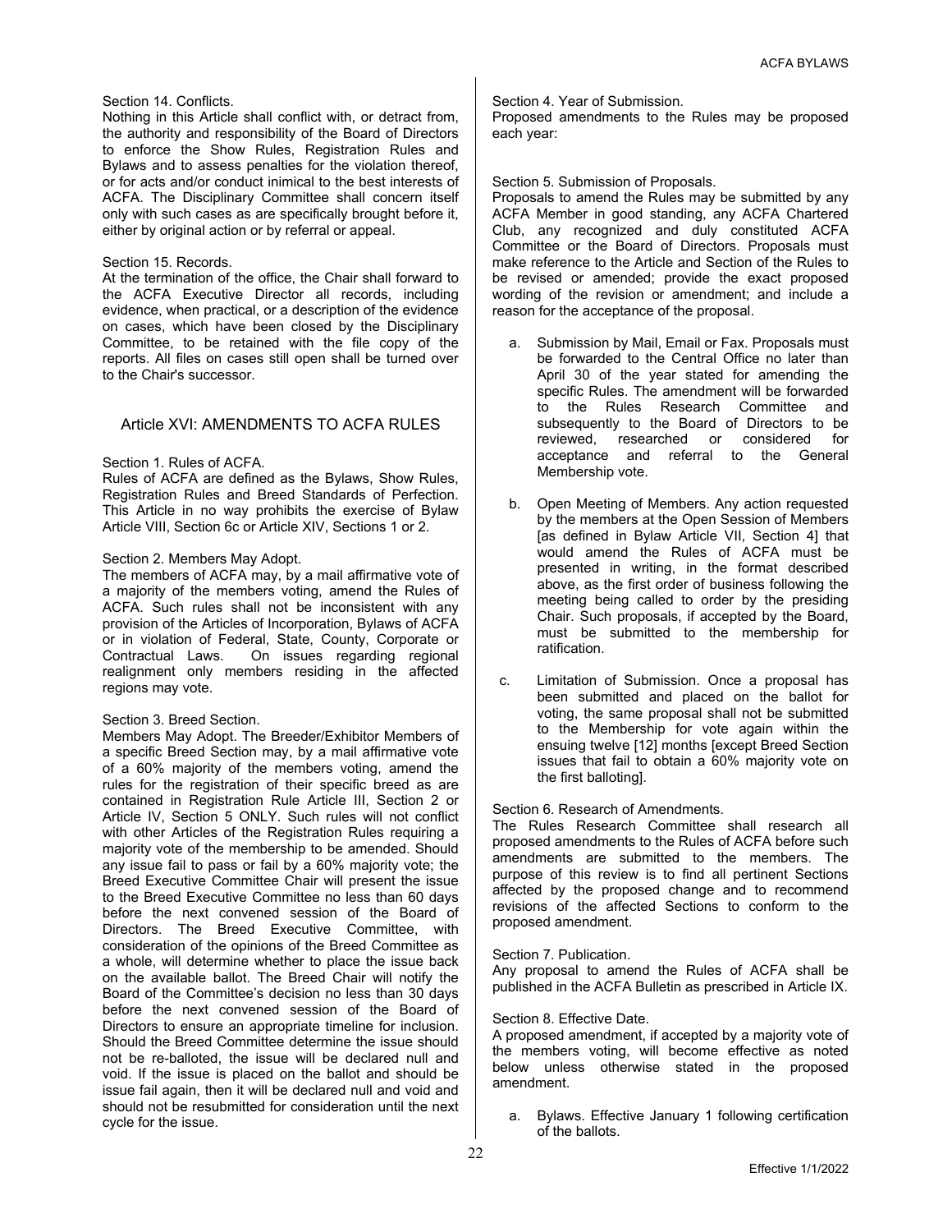Section 14. Conflicts.
Nothing in this Article shall conflict with, or detract from, the authority and responsibility of the Board of Directors to enforce the Show Rules, Registration Rules and Bylaws and to assess penalties for the violation thereof, or for acts and/or conduct inimical to the best interests of ACFA. The Disciplinary Committee shall concern itself only with such cases as are specifically brought before it, either by original action or by referral or appeal.

Section 15. Records.
At the termination of the office, the Chair shall forward to the ACFA Executive Director all records, including evidence, when practical, or a description of the evidence on cases, which have been closed by the Disciplinary Committee, to be retained with the file copy of the reports. All files on cases still open shall be turned over to the Chair's successor.

## Article XVI: AMENDMENTS TO ACFA RULES

Section 1. Rules of ACFA.
Rules of ACFA are defined as the Bylaws, Show Rules, Registration Rules and Breed Standards of Perfection. This Article in no way prohibits the exercise of Bylaw Article VIII, Section 6c or Article XIV, Sections 1 or 2.

Section 2. Members May Adopt.
The members of ACFA may, by a mail affirmative vote of a majority of the members voting, amend the Rules of ACFA. Such rules shall not be inconsistent with any provision of the Articles of Incorporation, Bylaws of ACFA or in violation of Federal, State, County, Corporate or Contractual Laws. On issues regarding regional realignment only members residing in the affected regions may vote.

Section 3. Breed Section.
Members May Adopt. The Breeder/Exhibitor Members of a specific Breed Section may, by a mail affirmative vote of a 60% majority of the members voting, amend the rules for the registration of their specific breed as are contained in Registration Rule Article III, Section 2 or Article IV, Section 5 ONLY. Such rules will not conflict with other Articles of the Registration Rules requiring a majority vote of the membership to be amended. Should any issue fail to pass or fail by a 60% majority vote; the Breed Executive Committee Chair will present the issue to the Breed Executive Committee no less than 60 days before the next convened session of the Board of Directors. The Breed Executive Committee, with consideration of the opinions of the Breed Committee as a whole, will determine whether to place the issue back on the available ballot. The Breed Chair will notify the Board of the Committee's decision no less than 30 days before the next convened session of the Board of Directors to ensure an appropriate timeline for inclusion. Should the Breed Committee determine the issue should not be re-balloted, the issue will be declared null and void. If the issue is placed on the ballot and should be issue fail again, then it will be declared null and void and should not be resubmitted for consideration until the next cycle for the issue.

Section 4. Year of Submission.
Proposed amendments to the Rules may be proposed each year:

Section 5. Submission of Proposals.
Proposals to amend the Rules may be submitted by any ACFA Member in good standing, any ACFA Chartered Club, any recognized and duly constituted ACFA Committee or the Board of Directors. Proposals must make reference to the Article and Section of the Rules to be revised or amended; provide the exact proposed wording of the revision or amendment; and include a reason for the acceptance of the proposal.

a. Submission by Mail, Email or Fax. Proposals must be forwarded to the Central Office no later than April 30 of the year stated for amending the specific Rules. The amendment will be forwarded to the Rules Research Committee and subsequently to the Board of Directors to be reviewed, researched or considered for acceptance and referral to the General Membership vote.

b. Open Meeting of Members. Any action requested by the members at the Open Session of Members [as defined in Bylaw Article VII, Section 4] that would amend the Rules of ACFA must be presented in writing, in the format described above, as the first order of business following the meeting being called to order by the presiding Chair. Such proposals, if accepted by the Board, must be submitted to the membership for ratification.

c. Limitation of Submission. Once a proposal has been submitted and placed on the ballot for voting, the same proposal shall not be submitted to the Membership for vote again within the ensuing twelve [12] months [except Breed Section issues that fail to obtain a 60% majority vote on the first balloting].

Section 6. Research of Amendments.
The Rules Research Committee shall research all proposed amendments to the Rules of ACFA before such amendments are submitted to the members. The purpose of this review is to find all pertinent Sections affected by the proposed change and to recommend revisions of the affected Sections to conform to the proposed amendment.

Section 7. Publication.
Any proposal to amend the Rules of ACFA shall be published in the ACFA Bulletin as prescribed in Article IX.

Section 8. Effective Date.
A proposed amendment, if accepted by a majority vote of the members voting, will become effective as noted below unless otherwise stated in the proposed amendment.

a. Bylaws. Effective January 1 following certification of the ballots.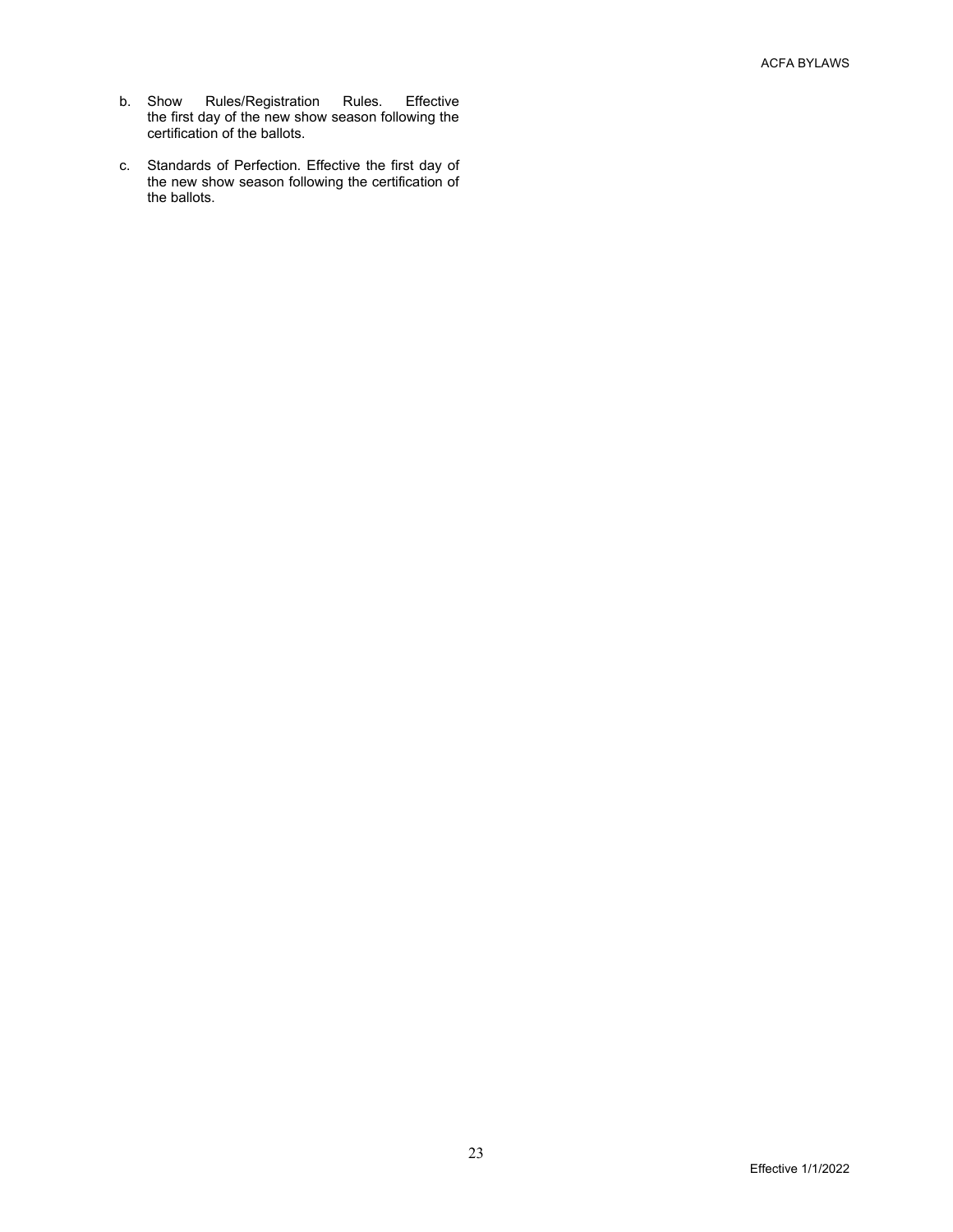b. Show Rules/Registration Rules. Effective the first day of the new show season following the certification of the ballots.

c. Standards of Perfection. Effective the first day of the new show season following the certification of the ballots.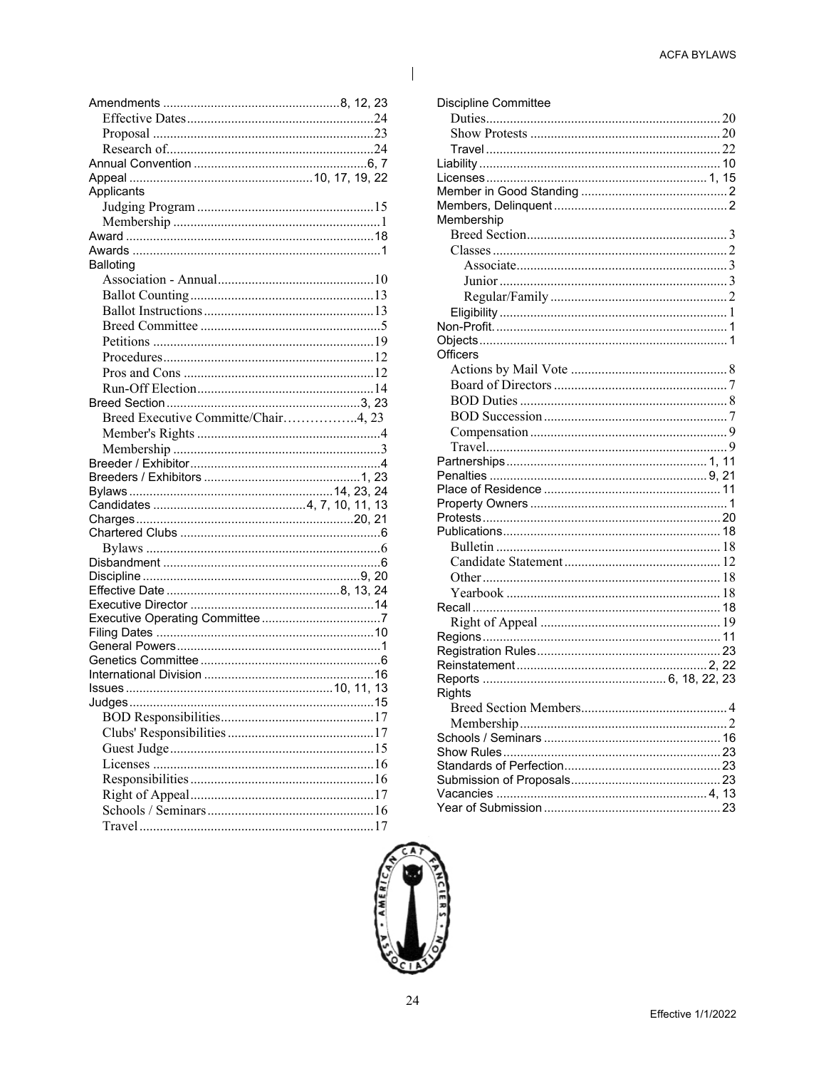Amendments ....................................................8, 12, 23
- Effective Dates.......................................................24
- Proposal .................................................................23
- Research of.............................................................24

Annual Convention ...................................................6, 7
Appeal ......................................................10, 17, 19, 22
Applicants
- Judging Program ....................................................15
- Membership .............................................................1

Award .........................................................................18
Awards .........................................................................1
Balloting
- Association - Annual..............................................10
- Ballot Counting......................................................13
- Ballot Instructions..................................................13
- Breed Committee .....................................................5
- Petitions .................................................................19
- Procedures..............................................................12
- Pros and Cons ........................................................12
- Run-Off Election....................................................14

Breed Section..........................................................3, 23
- Breed Executive Committe/Chair……………..4, 23
- Member's Rights ......................................................4
- Membership .............................................................3

Breeder / Exhibitor........................................................4
Breeders / Exhibitors ...............................................1, 23
Bylaws ............................................................14, 23, 24
Candidates .............................................4, 7, 10, 11, 13
Charges................................................................20, 21
Chartered Clubs ............................................................6
- Bylaws .....................................................................6

Disbandment ................................................................6
Discipline ................................................................9, 20
Effective Date ...................................................8, 13, 24
Executive Director .......................................................14
Executive Operating Committee...................................7
Filing Dates .................................................................10
General Powers.............................................................1
Genetics Committee .....................................................6
International Division ..................................................16
Issues ............................................................10, 11, 13
Judges.........................................................................15
- BOD Responsibilities.............................................17
- Clubs' Responsibilities...........................................17
- Guest Judge............................................................15
- Licenses .................................................................16
- Responsibilities......................................................16
- Right of Appeal......................................................17
- Schools / Seminars.................................................16
- Travel.....................................................................17

Discipline Committee
- Duties.....................................................................20
- Show Protests ........................................................20
- Travel .....................................................................22

Liability .......................................................................10
Licenses..................................................................1, 15
Member in Good Standing ............................................2
Members, Delinquent ....................................................2
Membership
- Breed Section............................................................3
- Classes .....................................................................2
  - Associate..............................................................3
  - Junior ...................................................................3
  - Regular/Family .....................................................2
- Eligibility ..................................................................1

Non-Profit......................................................................1
Objects..........................................................................1
Officers
- Actions by Mail Vote ...............................................8
- Board of Directors ...................................................7
- BOD Duties .............................................................8
- BOD Succession ......................................................7
- Compensation ..........................................................9
- Travel.......................................................................9

Partnerships...........................................................1, 11
Penalties ................................................................9, 21
Place of Residence .....................................................11
Property Owners ...........................................................1
Protests........................................................................20
Publications.................................................................18
- Bulletin ..................................................................18
- Candidate Statement..............................................12
- Other......................................................................18
- Yearbook ...............................................................18

Recall ..........................................................................18
- Right of Appeal .....................................................19

Regions........................................................................11
Registration Rules.......................................................23
Reinstatement..........................................................2, 22
Reports .....................................................6, 18, 22, 23
Rights
- Breed Section Members...........................................4
- Membership.............................................................2

Schools / Seminars .....................................................16
Show Rules.................................................................23
Standards of Perfection...............................................23
Submission of Proposals.............................................23
Vacancies ..............................................................4, 13
Year of Submission .....................................................23

Effective 1/1/2022